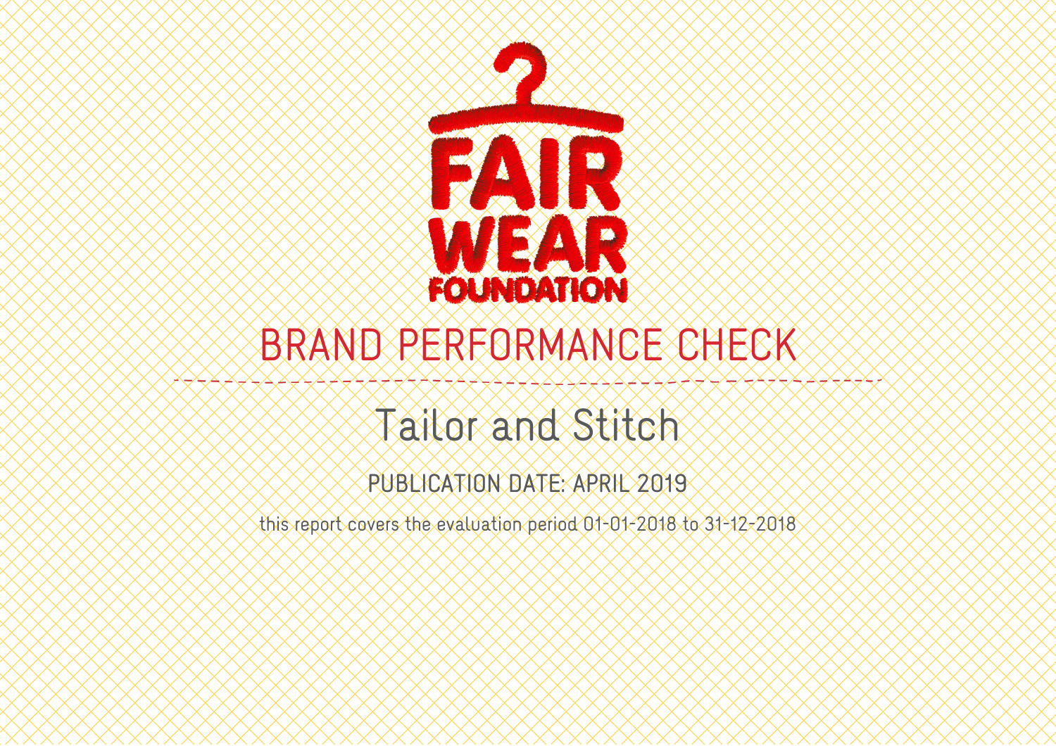FAIR WEAR FOUNDATION

# BRAND PERFORMANCE CHECK

## Tailor and Stitch

PUBLICATION DATE: APRIL 2019

this report covers the evaluation period 01-01-2018 to 31-12-2018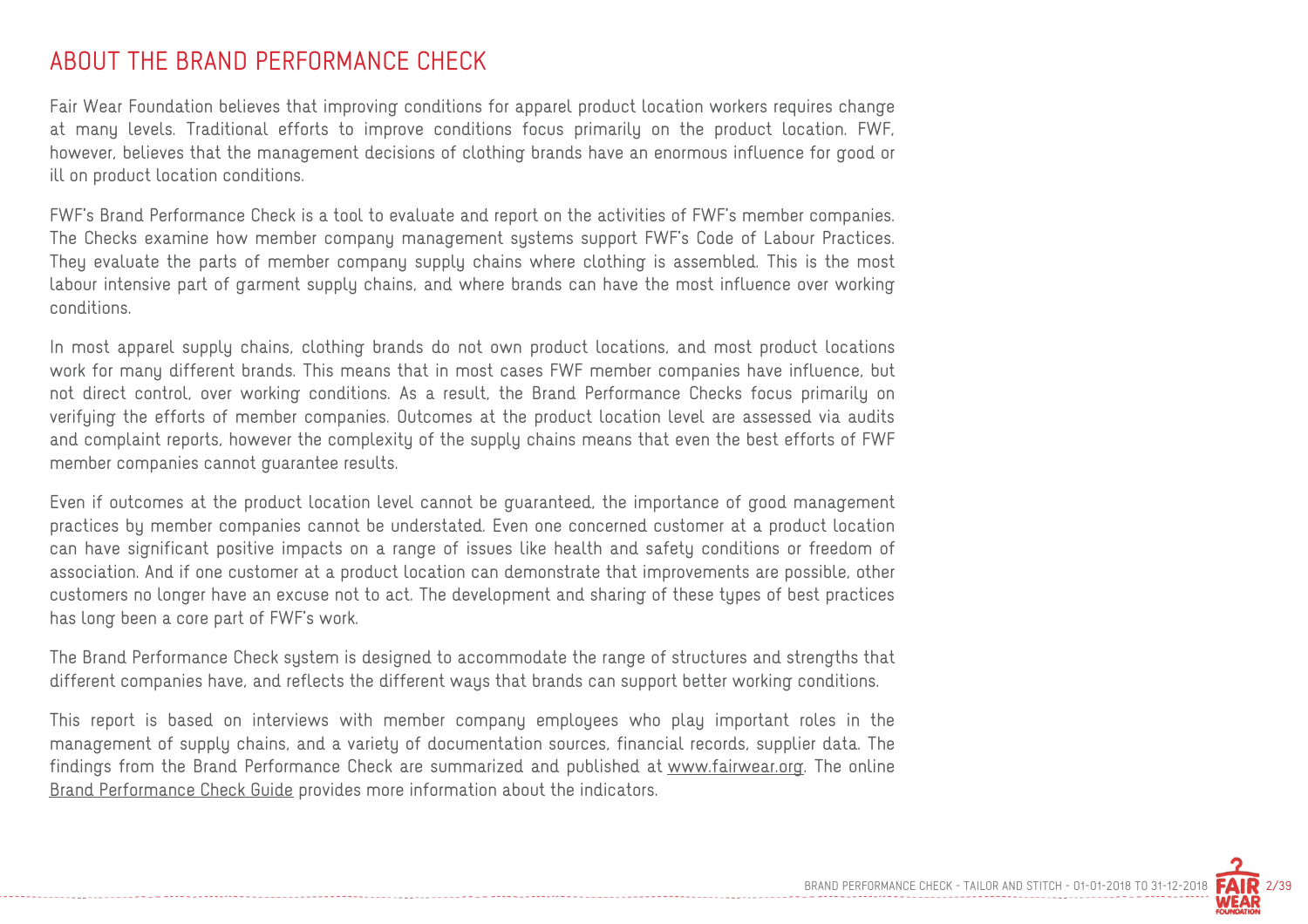# ABOUT THE BRAND PERFORMANCE CHECK

Fair Wear Foundation believes that improving conditions for apparel product location workers requires change at many levels. Traditional efforts to improve conditions focus primarily on the product location. FWF, however, believes that the management decisions of clothing brands have an enormous influence for good or ill on product location conditions.

FWF's Brand Performance Check is a tool to evaluate and report on the activities of FWF's member companies. The Checks examine how member company management systems support FWF's Code of Labour Practices. They evaluate the parts of member company supply chains where clothing is assembled. This is the most labour intensive part of garment supply chains, and where brands can have the most influence over working conditions.

In most apparel supply chains, clothing brands do not own product locations, and most product locations work for many different brands. This means that in most cases FWF member companies have influence, but not direct control, over working conditions. As a result, the Brand Performance Checks focus primarily on verifying the efforts of member companies. Outcomes at the product location level are assessed via audits and complaint reports, however the complexity of the supply chains means that even the best efforts of FWF member companies cannot guarantee results.

Even if outcomes at the product location level cannot be guaranteed, the importance of good management practices by member companies cannot be understated. Even one concerned customer at a product location can have significant positive impacts on a range of issues like health and safety conditions or freedom of association. And if one customer at a product location can demonstrate that improvements are possible, other customers no longer have an excuse not to act. The development and sharing of these types of best practices has long been a core part of FWF's work.

The Brand Performance Check system is designed to accommodate the range of structures and strengths that different companies have, and reflects the different ways that brands can support better working conditions.

This report is based on interviews with member company employees who play important roles in the management of supply chains, and a variety of documentation sources, financial records, supplier data. The findings from the Brand Performance Check are summarized and published at www.fairwear.org. The online Brand Performance Check Guide provides more information about the indicators.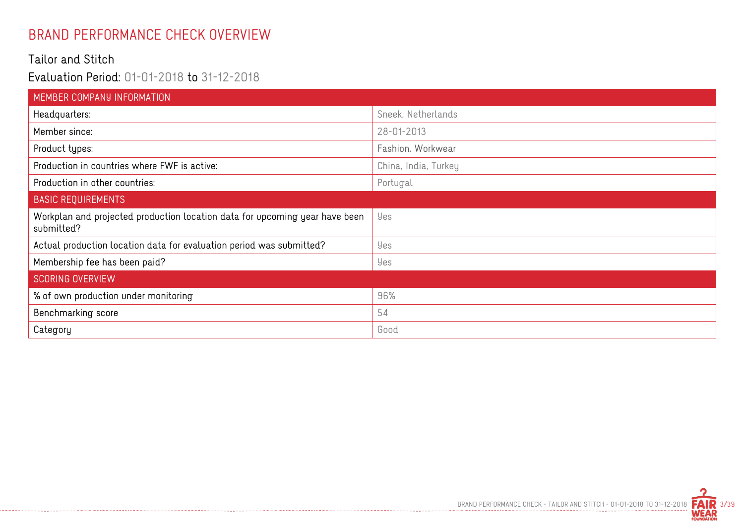# BRAND PERFORMANCE CHECK OVERVIEW

## Tailor and Stitch

### Evaluation Period: 01-01-2018 to 31-12-2018

| MEMBER COMPANY INFORMATION | |
|---|---|
| Headquarters: | Sneek, Netherlands |
| Member since: | 28-01-2013 |
| Product types: | Fashion, Workwear |
| Production in countries where FWF is active: | China, India, Turkey |
| Production in other countries: | Portugal |
| **BASIC REQUIREMENTS** | |
| Workplan and projected production location data for upcoming year have been submitted? | Yes |
| Actual production location data for evaluation period was submitted? | Yes |
| Membership fee has been paid? | Yes |
| **SCORING OVERVIEW** | |
| % of own production under monitoring | 96% |
| Benchmarking score | 54 |
| Category | Good |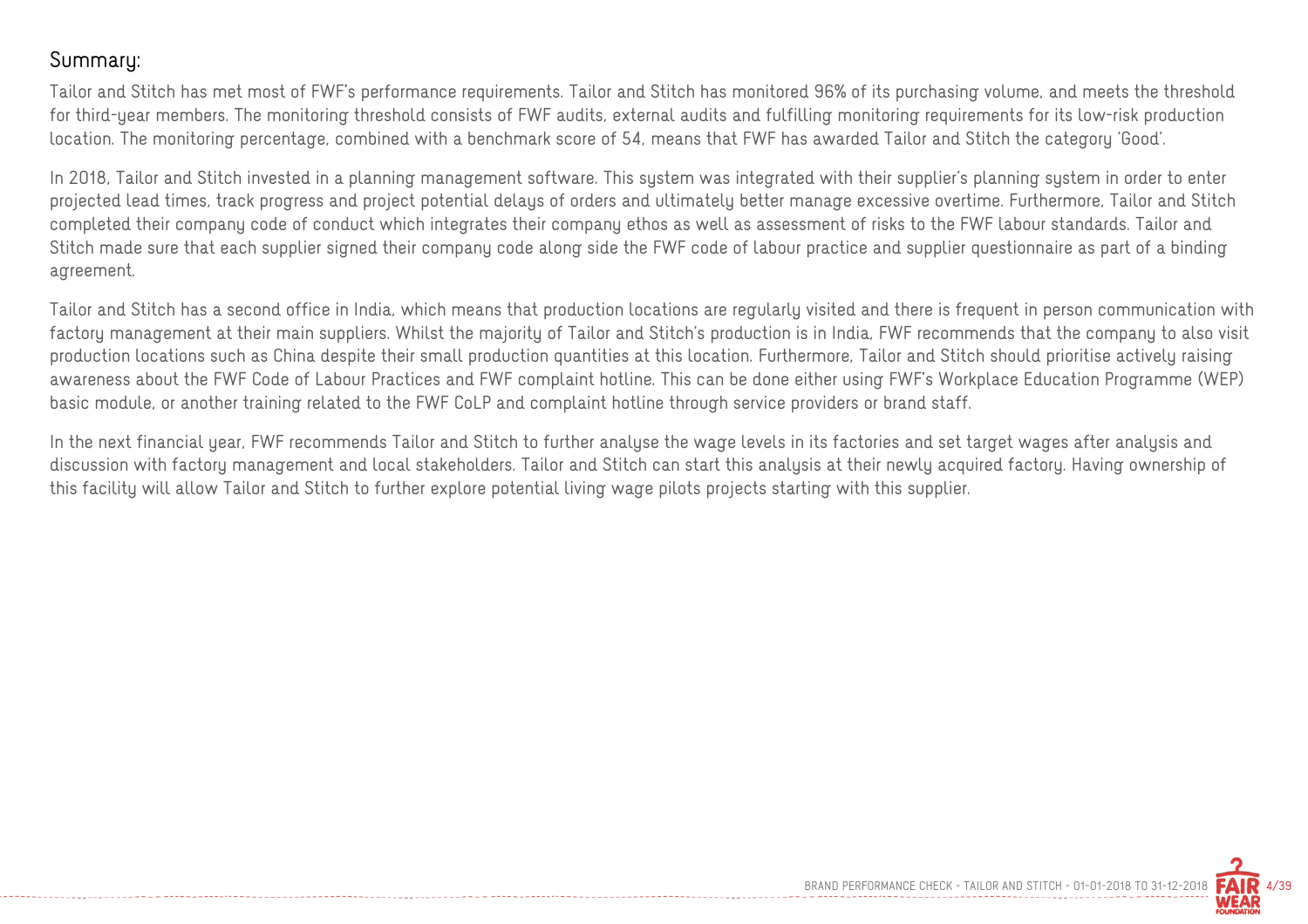## Summary:

Tailor and Stitch has met most of FWF's performance requirements. Tailor and Stitch has monitored 96% of its purchasing volume, and meets the threshold for third-year members. The monitoring threshold consists of FWF audits, external audits and fulfilling monitoring requirements for its low-risk production location. The monitoring percentage, combined with a benchmark score of 54, means that FWF has awarded Tailor and Stitch the category 'Good'.

In 2018, Tailor and Stitch invested in a planning management software. This system was integrated with their supplier's planning system in order to enter projected lead times, track progress and project potential delays of orders and ultimately better manage excessive overtime. Furthermore, Tailor and Stitch completed their company code of conduct which integrates their company ethos as well as assessment of risks to the FWF labour standards. Tailor and Stitch made sure that each supplier signed their company code along side the FWF code of labour practice and supplier questionnaire as part of a binding agreement.

Tailor and Stitch has a second office in India, which means that production locations are regularly visited and there is frequent in person communication with factory management at their main suppliers. Whilst the majority of Tailor and Stitch's production is in India, FWF recommends that the company to also visit production locations such as China despite their small production quantities at this location. Furthermore, Tailor and Stitch should prioritise actively raising awareness about the FWF Code of Labour Practices and FWF complaint hotline. This can be done either using FWF's Workplace Education Programme (WEP) basic module, or another training related to the FWF CoLP and complaint hotline through service providers or brand staff.

In the next financial year, FWF recommends Tailor and Stitch to further analyse the wage levels in its factories and set target wages after analysis and discussion with factory management and local stakeholders. Tailor and Stitch can start this analysis at their newly acquired factory. Having ownership of this facility will allow Tailor and Stitch to further explore potential living wage pilots projects starting with this supplier.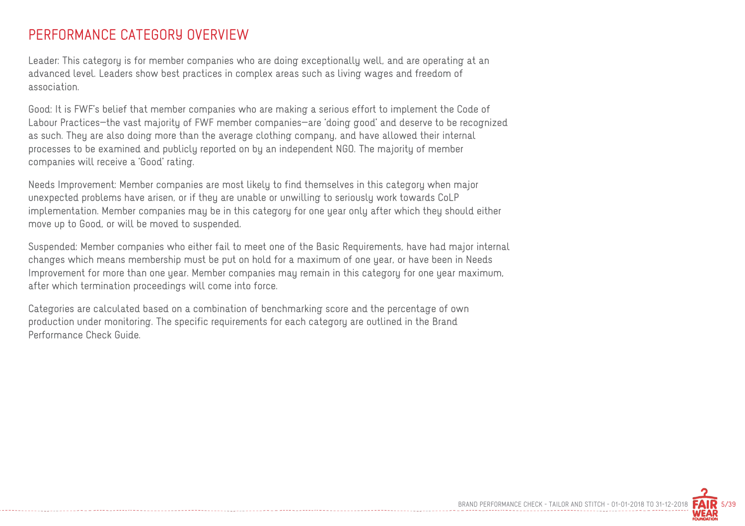## PERFORMANCE CATEGORY OVERVIEW

Leader: This category is for member companies who are doing exceptionally well, and are operating at an advanced level. Leaders show best practices in complex areas such as living wages and freedom of association.

Good: It is FWF's belief that member companies who are making a serious effort to implement the Code of Labour Practices—the vast majority of FWF member companies—are 'doing good' and deserve to be recognized as such. They are also doing more than the average clothing company, and have allowed their internal processes to be examined and publicly reported on by an independent NGO. The majority of member companies will receive a 'Good' rating.

Needs Improvement: Member companies are most likely to find themselves in this category when major unexpected problems have arisen, or if they are unable or unwilling to seriously work towards CoLP implementation. Member companies may be in this category for one year only after which they should either move up to Good, or will be moved to suspended.

Suspended: Member companies who either fail to meet one of the Basic Requirements, have had major internal changes which means membership must be put on hold for a maximum of one year, or have been in Needs Improvement for more than one year. Member companies may remain in this category for one year maximum, after which termination proceedings will come into force.

Categories are calculated based on a combination of benchmarking score and the percentage of own production under monitoring. The specific requirements for each category are outlined in the Brand Performance Check Guide.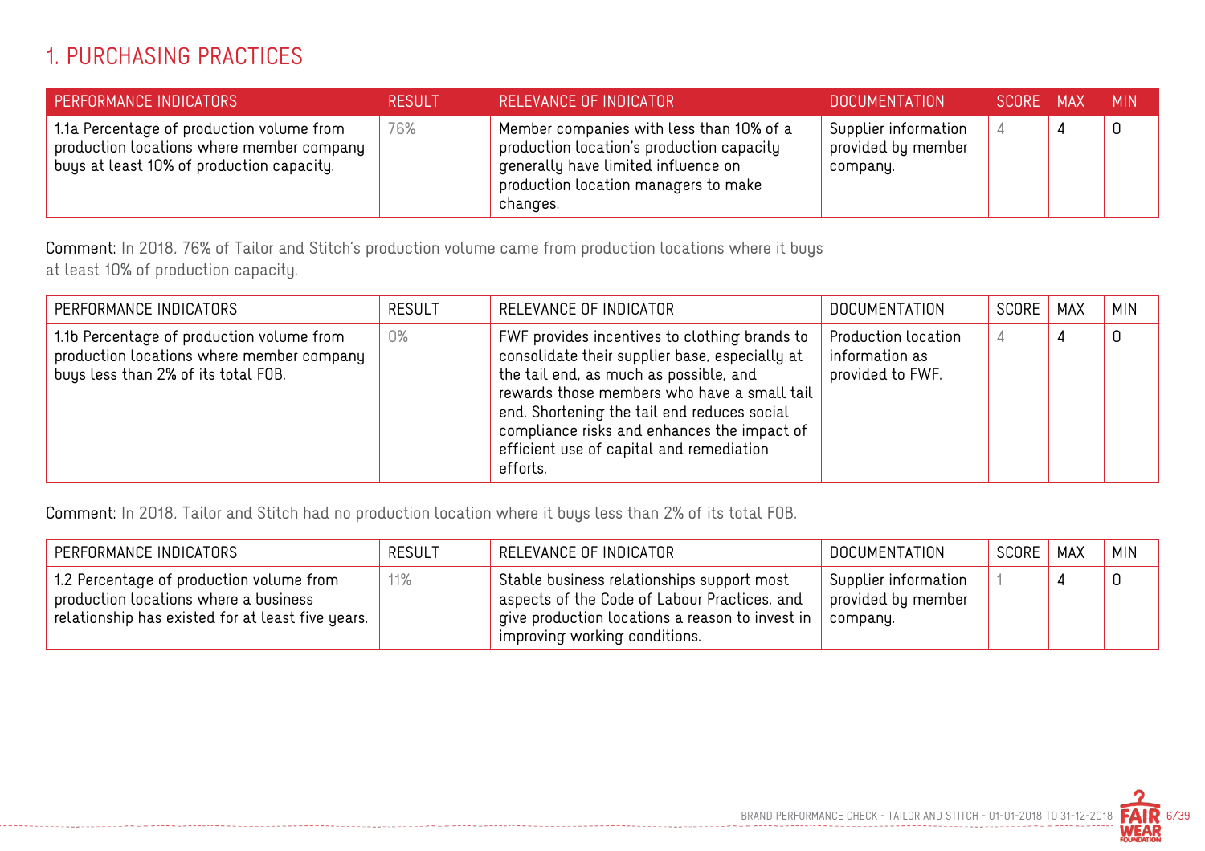# 1. PURCHASING PRACTICES

| PERFORMANCE INDICATORS | RESULT | RELEVANCE OF INDICATOR | DOCUMENTATION | SCORE | MAX | MIN |
|---|---|---|---|---|---|---|
| 1.1a Percentage of production volume from production locations where member company buys at least 10% of production capacity. | 76% | Member companies with less than 10% of a production location's production capacity generally have limited influence on production location managers to make changes. | Supplier information provided by member company. | 4 | 4 | 0 |

**Comment:** In 2018, 76% of Tailor and Stitch's production volume came from production locations where it buys at least 10% of production capacity.

| PERFORMANCE INDICATORS | RESULT | RELEVANCE OF INDICATOR | DOCUMENTATION | SCORE | MAX | MIN |
|---|---|---|---|---|---|---|
| 1.1b Percentage of production volume from production locations where member company buys less than 2% of its total FOB. | 0% | FWF provides incentives to clothing brands to consolidate their supplier base, especially at the tail end, as much as possible, and rewards those members who have a small tail end. Shortening the tail end reduces social compliance risks and enhances the impact of efficient use of capital and remediation efforts. | Production location information as provided to FWF. | 4 | 4 | 0 |

**Comment:** In 2018, Tailor and Stitch had no production location where it buys less than 2% of its total FOB.

| PERFORMANCE INDICATORS | RESULT | RELEVANCE OF INDICATOR | DOCUMENTATION | SCORE | MAX | MIN |
|---|---|---|---|---|---|---|
| 1.2 Percentage of production volume from production locations where a business relationship has existed for at least five years. | 11% | Stable business relationships support most aspects of the Code of Labour Practices, and give production locations a reason to invest in improving working conditions. | Supplier information provided by member company. | 1 | 4 | 0 |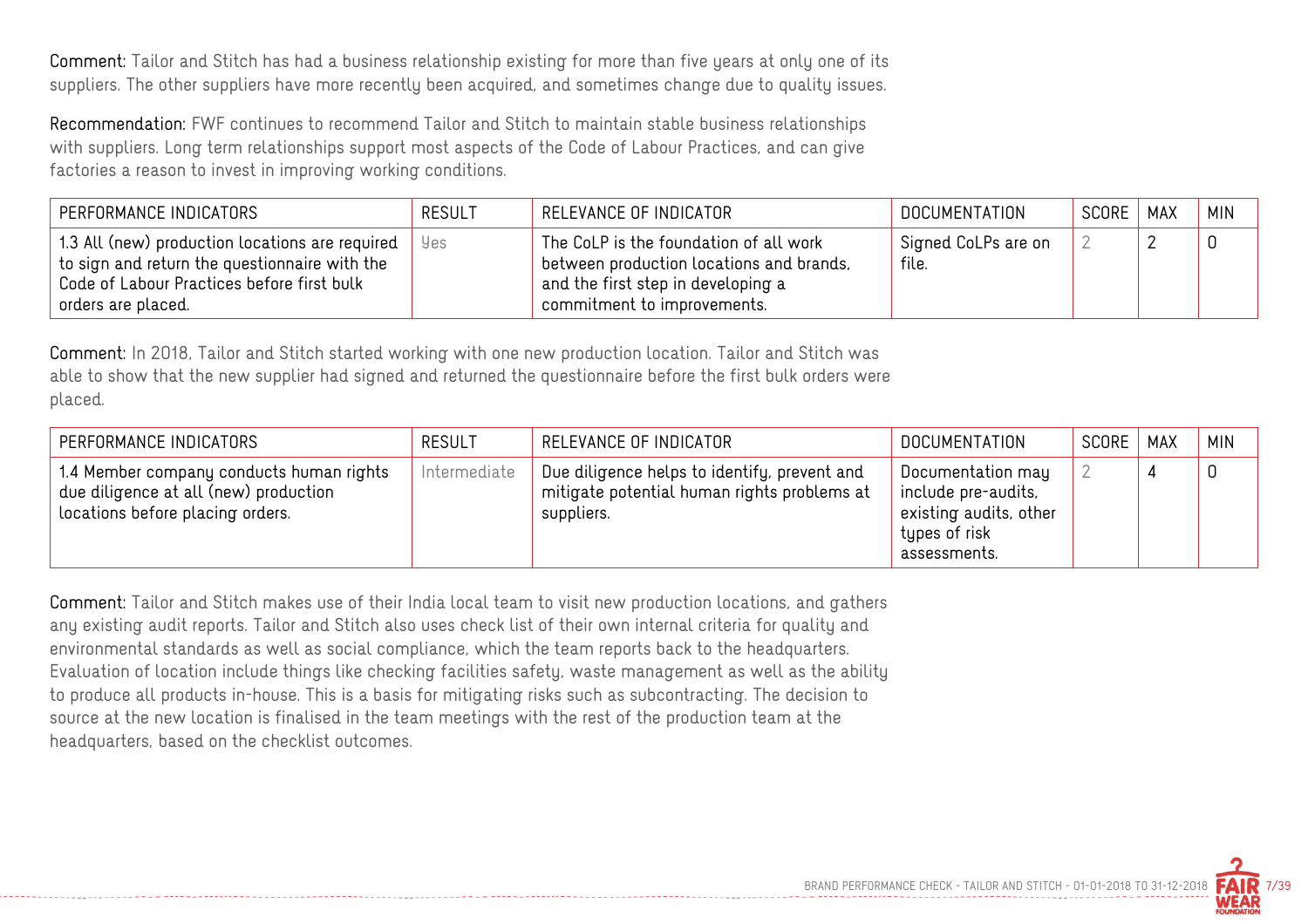**Comment:** Tailor and Stitch has had a business relationship existing for more than five years at only one of its suppliers. The other suppliers have more recently been acquired, and sometimes change due to quality issues.

**Recommendation:** FWF continues to recommend Tailor and Stitch to maintain stable business relationships with suppliers. Long term relationships support most aspects of the Code of Labour Practices, and can give factories a reason to invest in improving working conditions.

| PERFORMANCE INDICATORS | RESULT | RELEVANCE OF INDICATOR | DOCUMENTATION | SCORE | MAX | MIN |
|---|---|---|---|---|---|---|
| 1.3 All (new) production locations are required to sign and return the questionnaire with the Code of Labour Practices before first bulk orders are placed. | Yes | The CoLP is the foundation of all work between production locations and brands, and the first step in developing a commitment to improvements. | Signed CoLPs are on file. | 2 | 2 | 0 |

**Comment:** In 2018, Tailor and Stitch started working with one new production location. Tailor and Stitch was able to show that the new supplier had signed and returned the questionnaire before the first bulk orders were placed.

| PERFORMANCE INDICATORS | RESULT | RELEVANCE OF INDICATOR | DOCUMENTATION | SCORE | MAX | MIN |
|---|---|---|---|---|---|---|
| 1.4 Member company conducts human rights due diligence at all (new) production locations before placing orders. | Intermediate | Due diligence helps to identify, prevent and mitigate potential human rights problems at suppliers. | Documentation may include pre-audits, existing audits, other types of risk assessments. | 2 | 4 | 0 |

**Comment:** Tailor and Stitch makes use of their India local team to visit new production locations, and gathers any existing audit reports. Tailor and Stitch also uses check list of their own internal criteria for quality and environmental standards as well as social compliance, which the team reports back to the headquarters. Evaluation of location include things like checking facilities safety, waste management as well as the ability to produce all products in-house. This is a basis for mitigating risks such as subcontracting. The decision to source at the new location is finalised in the team meetings with the rest of the production team at the headquarters, based on the checklist outcomes.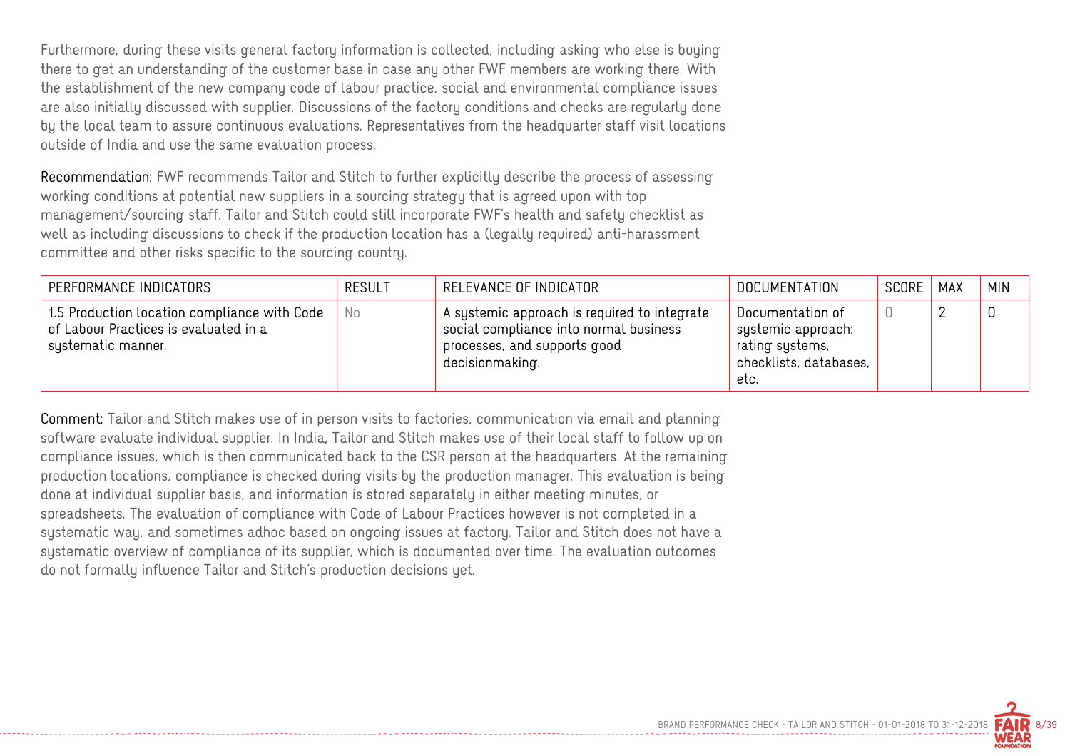Furthermore, during these visits general factory information is collected, including asking who else is buying there to get an understanding of the customer base in case any other FWF members are working there. With the establishment of the new company code of labour practice, social and environmental compliance issues are also initially discussed with supplier. Discussions of the factory conditions and checks are regularly done by the local team to assure continuous evaluations. Representatives from the headquarter staff visit locations outside of India and use the same evaluation process.

**Recommendation:** FWF recommends Tailor and Stitch to further explicitly describe the process of assessing working conditions at potential new suppliers in a sourcing strategy that is agreed upon with top management/sourcing staff. Tailor and Stitch could still incorporate FWF's health and safety checklist as well as including discussions to check if the production location has a (legally required) anti-harassment committee and other risks specific to the sourcing country.

| PERFORMANCE INDICATORS | RESULT | RELEVANCE OF INDICATOR | DOCUMENTATION | SCORE | MAX | MIN |
|---|---|---|---|---|---|---|
| 1.5 Production location compliance with Code of Labour Practices is evaluated in a systematic manner. | No | A systemic approach is required to integrate social compliance into normal business processes, and supports good decisionmaking. | Documentation of systemic approach: rating systems, checklists, databases, etc. | 0 | 2 | 0 |

**Comment:** Tailor and Stitch makes use of in person visits to factories, communication via email and planning software evaluate individual supplier. In India, Tailor and Stitch makes use of their local staff to follow up on compliance issues, which is then communicated back to the CSR person at the headquarters. At the remaining production locations, compliance is checked during visits by the production manager. This evaluation is being done at individual supplier basis, and information is stored separately in either meeting minutes, or spreadsheets. The evaluation of compliance with Code of Labour Practices however is not completed in a systematic way, and sometimes adhoc based on ongoing issues at factory. Tailor and Stitch does not have a systematic overview of compliance of its supplier, which is documented over time. The evaluation outcomes do not formally influence Tailor and Stitch's production decisions yet.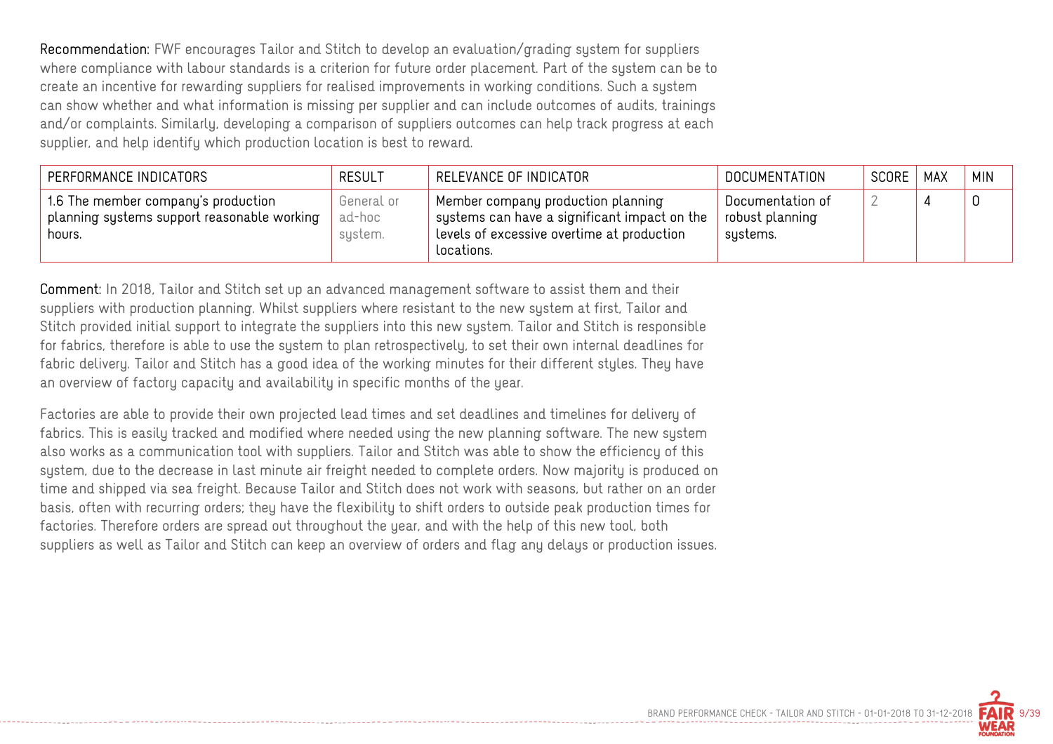**Recommendation:** FWF encourages Tailor and Stitch to develop an evaluation/grading system for suppliers where compliance with labour standards is a criterion for future order placement. Part of the system can be to create an incentive for rewarding suppliers for realised improvements in working conditions. Such a system can show whether and what information is missing per supplier and can include outcomes of audits, trainings and/or complaints. Similarly, developing a comparison of suppliers outcomes can help track progress at each supplier, and help identify which production location is best to reward.

| PERFORMANCE INDICATORS | RESULT | RELEVANCE OF INDICATOR | DOCUMENTATION | SCORE | MAX | MIN |
|---|---|---|---|---|---|---|
| 1.6 The member company's production planning systems support reasonable working hours. | General or ad-hoc system. | Member company production planning systems can have a significant impact on the levels of excessive overtime at production locations. | Documentation of robust planning systems. | 2 | 4 | 0 |

**Comment:** In 2018, Tailor and Stitch set up an advanced management software to assist them and their suppliers with production planning. Whilst suppliers where resistant to the new system at first, Tailor and Stitch provided initial support to integrate the suppliers into this new system. Tailor and Stitch is responsible for fabrics, therefore is able to use the system to plan retrospectively, to set their own internal deadlines for fabric delivery. Tailor and Stitch has a good idea of the working minutes for their different styles. They have an overview of factory capacity and availability in specific months of the year.

Factories are able to provide their own projected lead times and set deadlines and timelines for delivery of fabrics. This is easily tracked and modified where needed using the new planning software. The new system also works as a communication tool with suppliers. Tailor and Stitch was able to show the efficiency of this system, due to the decrease in last minute air freight needed to complete orders. Now majority is produced on time and shipped via sea freight. Because Tailor and Stitch does not work with seasons, but rather on an order basis, often with recurring orders; they have the flexibility to shift orders to outside peak production times for factories. Therefore orders are spread out throughout the year, and with the help of this new tool, both suppliers as well as Tailor and Stitch can keep an overview of orders and flag any delays or production issues.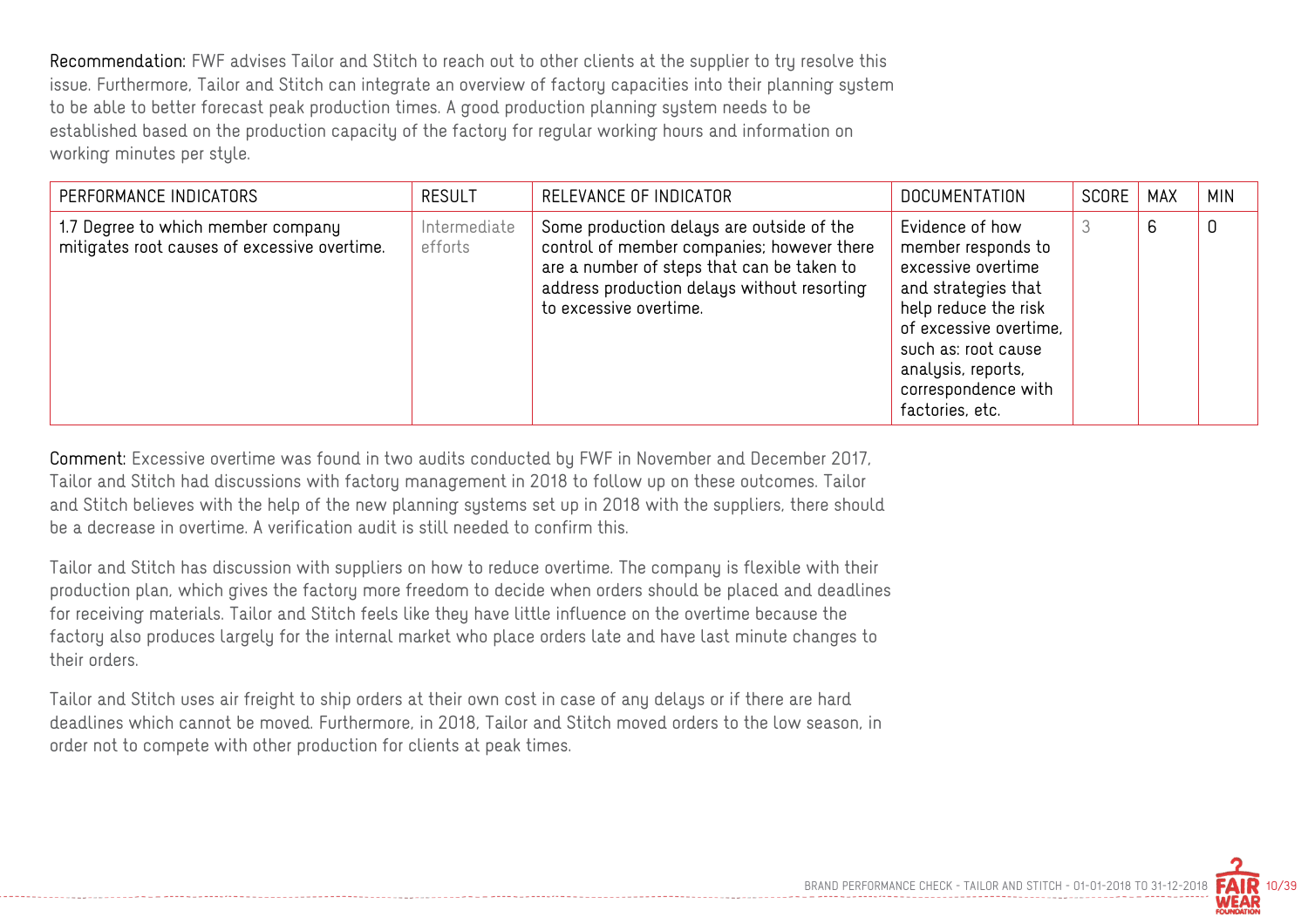**Recommendation:** FWF advises Tailor and Stitch to reach out to other clients at the supplier to try resolve this issue. Furthermore, Tailor and Stitch can integrate an overview of factory capacities into their planning system to be able to better forecast peak production times. A good production planning system needs to be established based on the production capacity of the factory for regular working hours and information on working minutes per style.

| PERFORMANCE INDICATORS | RESULT | RELEVANCE OF INDICATOR | DOCUMENTATION | SCORE | MAX | MIN |
|---|---|---|---|---|---|---|
| 1.7 Degree to which member company mitigates root causes of excessive overtime. | Intermediate efforts | Some production delays are outside of the control of member companies; however there are a number of steps that can be taken to address production delays without resorting to excessive overtime. | Evidence of how member responds to excessive overtime and strategies that help reduce the risk of excessive overtime, such as: root cause analysis, reports, correspondence with factories, etc. | 3 | 6 | 0 |

**Comment:** Excessive overtime was found in two audits conducted by FWF in November and December 2017, Tailor and Stitch had discussions with factory management in 2018 to follow up on these outcomes. Tailor and Stitch believes with the help of the new planning systems set up in 2018 with the suppliers, there should be a decrease in overtime. A verification audit is still needed to confirm this.

Tailor and Stitch has discussion with suppliers on how to reduce overtime. The company is flexible with their production plan, which gives the factory more freedom to decide when orders should be placed and deadlines for receiving materials. Tailor and Stitch feels like they have little influence on the overtime because the factory also produces largely for the internal market who place orders late and have last minute changes to their orders.

Tailor and Stitch uses air freight to ship orders at their own cost in case of any delays or if there are hard deadlines which cannot be moved. Furthermore, in 2018, Tailor and Stitch moved orders to the low season, in order not to compete with other production for clients at peak times.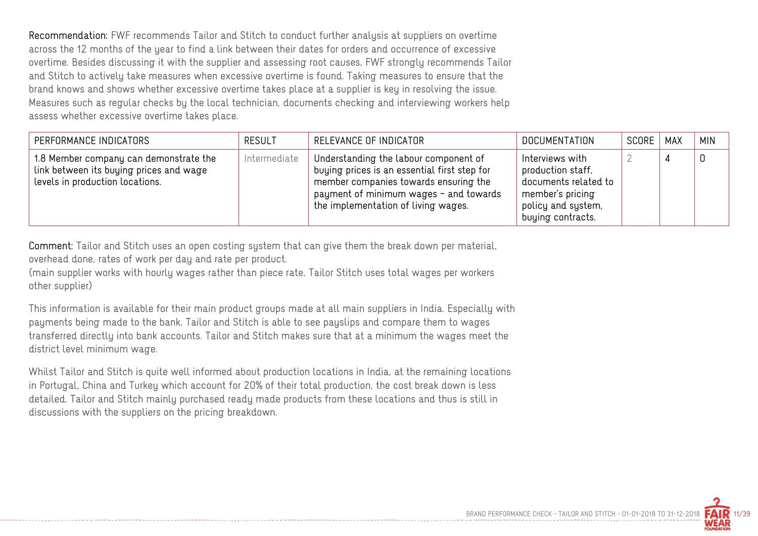**Recommendation:** FWF recommends Tailor and Stitch to conduct further analysis at suppliers on overtime across the 12 months of the year to find a link between their dates for orders and occurrence of excessive overtime. Besides discussing it with the supplier and assessing root causes, FWF strongly recommends Tailor and Stitch to actively take measures when excessive overtime is found. Taking measures to ensure that the brand knows and shows whether excessive overtime takes place at a supplier is key in resolving the issue. Measures such as regular checks by the local technician, documents checking and interviewing workers help assess whether excessive overtime takes place.

| PERFORMANCE INDICATORS | RESULT | RELEVANCE OF INDICATOR | DOCUMENTATION | SCORE | MAX | MIN |
|---|---|---|---|---|---|---|
| 1.8 Member company can demonstrate the link between its buying prices and wage levels in production locations. | Intermediate | Understanding the labour component of buying prices is an essential first step for member companies towards ensuring the payment of minimum wages - and towards the implementation of living wages. | Interviews with production staff, documents related to member's pricing policy and system, buying contracts. | 2 | 4 | 0 |

**Comment:** Tailor and Stitch uses an open costing system that can give them the break down per material, overhead done, rates of work per day and rate per product.
(main supplier works with hourly wages rather than piece rate, Tailor Stitch uses total wages per workers other supplier)

This information is available for their main product groups made at all main suppliers in India. Especially with payments being made to the bank, Tailor and Stitch is able to see payslips and compare them to wages transferred directly into bank accounts. Tailor and Stitch makes sure that at a minimum the wages meet the district level minimum wage.

Whilst Tailor and Stitch is quite well informed about production locations in India, at the remaining locations in Portugal, China and Turkey which account for 20% of their total production, the cost break down is less detailed. Tailor and Stitch mainly purchased ready made products from these locations and thus is still in discussions with the suppliers on the pricing breakdown.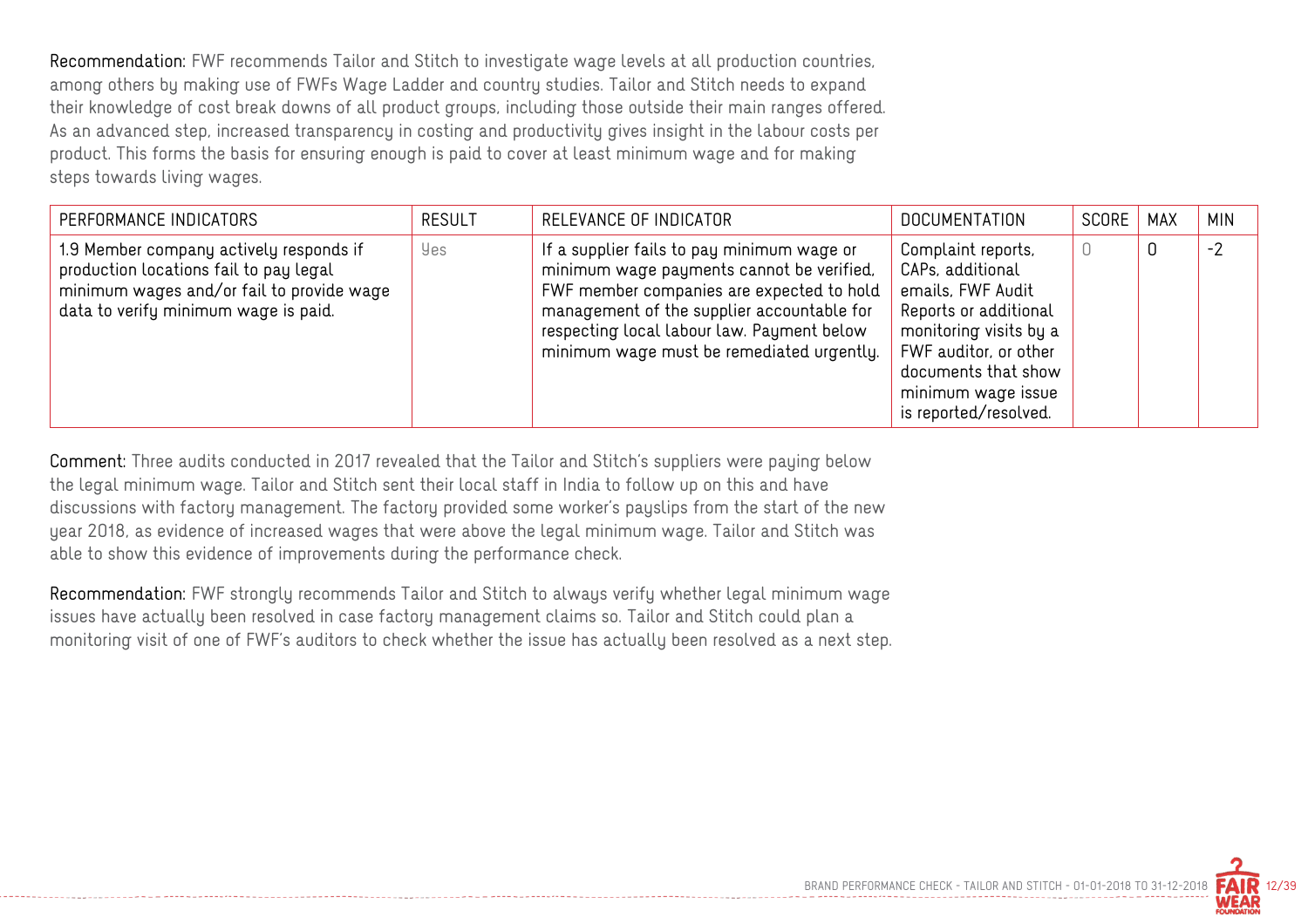**Recommendation:** FWF recommends Tailor and Stitch to investigate wage levels at all production countries, among others by making use of FWFs Wage Ladder and country studies. Tailor and Stitch needs to expand their knowledge of cost break downs of all product groups, including those outside their main ranges offered. As an advanced step, increased transparency in costing and productivity gives insight in the labour costs per product. This forms the basis for ensuring enough is paid to cover at least minimum wage and for making steps towards living wages.

| PERFORMANCE INDICATORS | RESULT | RELEVANCE OF INDICATOR | DOCUMENTATION | SCORE | MAX | MIN |
|---|---|---|---|---|---|---|
| 1.9 Member company actively responds if production locations fail to pay legal minimum wages and/or fail to provide wage data to verify minimum wage is paid. | Yes | If a supplier fails to pay minimum wage or minimum wage payments cannot be verified, FWF member companies are expected to hold management of the supplier accountable for respecting local labour law. Payment below minimum wage must be remediated urgently. | Complaint reports, CAPs, additional emails, FWF Audit Reports or additional monitoring visits by a FWF auditor, or other documents that show minimum wage issue is reported/resolved. | 0 | 0 | -2 |

**Comment:** Three audits conducted in 2017 revealed that the Tailor and Stitch's suppliers were paying below the legal minimum wage. Tailor and Stitch sent their local staff in India to follow up on this and have discussions with factory management. The factory provided some worker's payslips from the start of the new year 2018, as evidence of increased wages that were above the legal minimum wage. Tailor and Stitch was able to show this evidence of improvements during the performance check.

**Recommendation:** FWF strongly recommends Tailor and Stitch to always verify whether legal minimum wage issues have actually been resolved in case factory management claims so. Tailor and Stitch could plan a monitoring visit of one of FWF's auditors to check whether the issue has actually been resolved as a next step.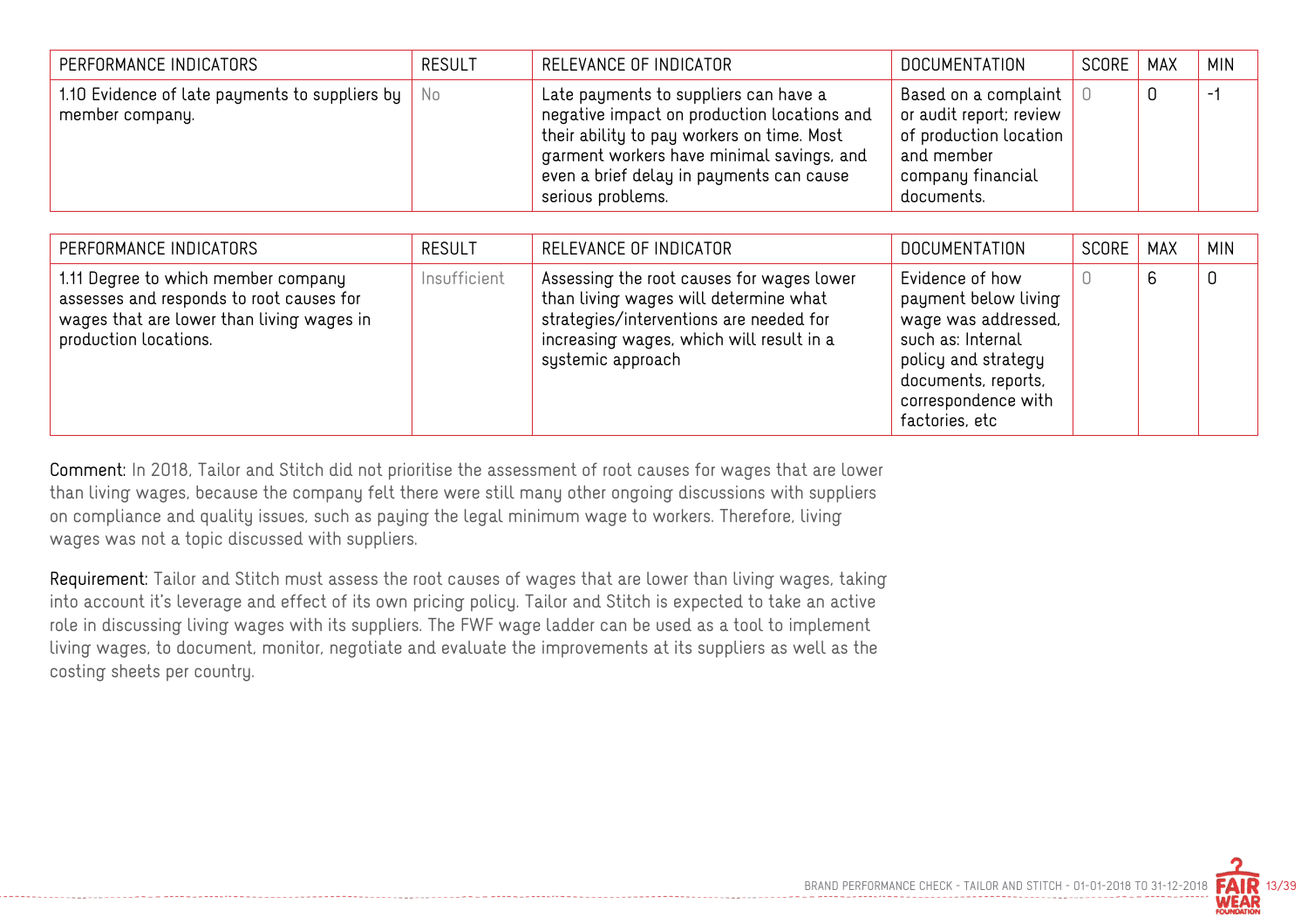| PERFORMANCE INDICATORS | RESULT | RELEVANCE OF INDICATOR | DOCUMENTATION | SCORE | MAX | MIN |
| --- | --- | --- | --- | --- | --- | --- |
| 1.10 Evidence of late payments to suppliers by member company. | No | Late payments to suppliers can have a negative impact on production locations and their ability to pay workers on time. Most garment workers have minimal savings, and even a brief delay in payments can cause serious problems. | Based on a complaint or audit report; review of production location and member company financial documents. | 0 | 0 | -1 |

| PERFORMANCE INDICATORS | RESULT | RELEVANCE OF INDICATOR | DOCUMENTATION | SCORE | MAX | MIN |
| --- | --- | --- | --- | --- | --- | --- |
| 1.11 Degree to which member company assesses and responds to root causes for wages that are lower than living wages in production locations. | Insufficient | Assessing the root causes for wages lower than living wages will determine what strategies/interventions are needed for increasing wages, which will result in a systemic approach | Evidence of how payment below living wage was addressed, such as: Internal policy and strategy documents, reports, correspondence with factories, etc | 0 | 6 | 0 |

**Comment:** In 2018, Tailor and Stitch did not prioritise the assessment of root causes for wages that are lower than living wages, because the company felt there were still many other ongoing discussions with suppliers on compliance and quality issues, such as paying the legal minimum wage to workers. Therefore, living wages was not a topic discussed with suppliers.

**Requirement:** Tailor and Stitch must assess the root causes of wages that are lower than living wages, taking into account it's leverage and effect of its own pricing policy. Tailor and Stitch is expected to take an active role in discussing living wages with its suppliers. The FWF wage ladder can be used as a tool to implement living wages, to document, monitor, negotiate and evaluate the improvements at its suppliers as well as the costing sheets per country.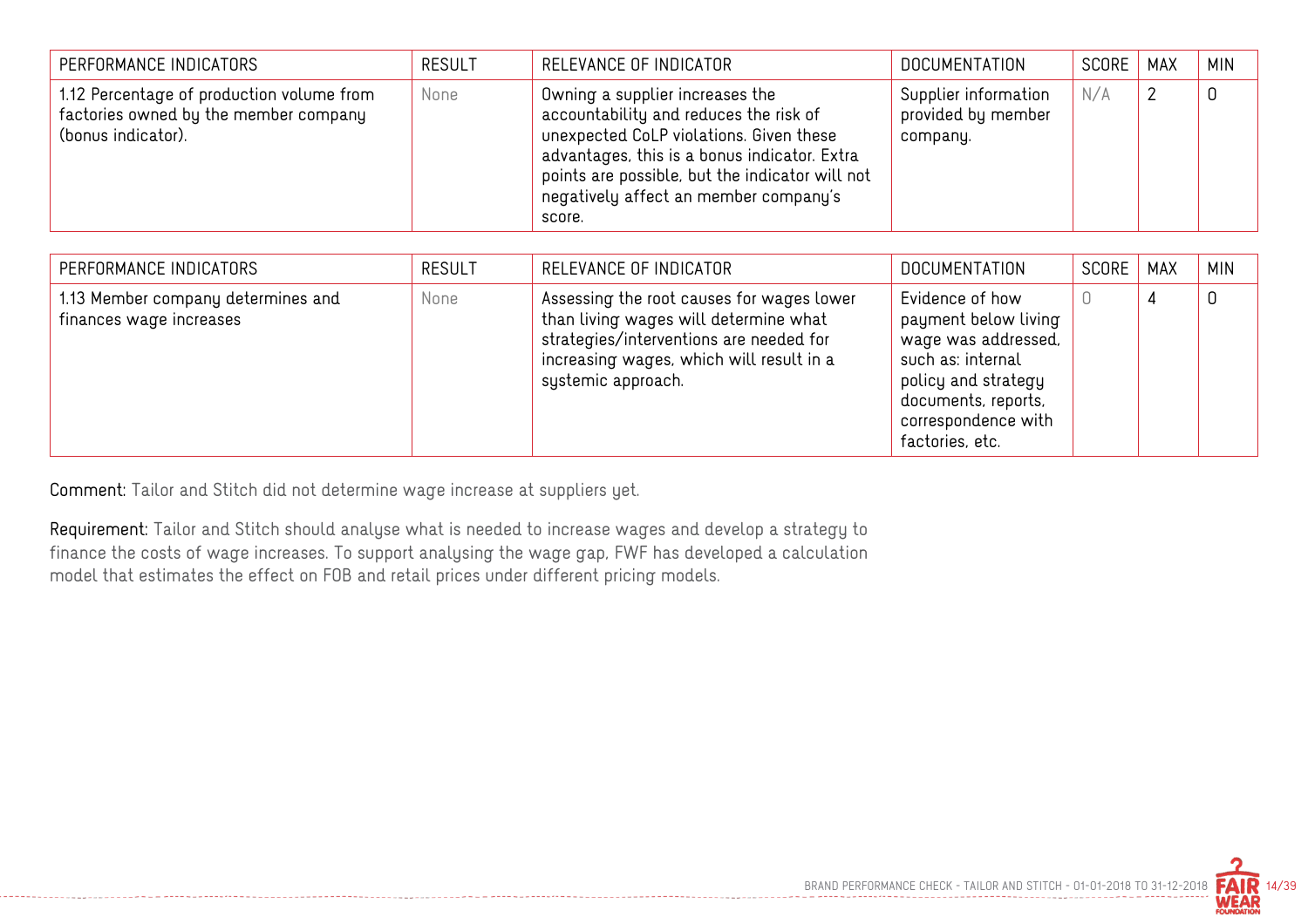| PERFORMANCE INDICATORS | RESULT | RELEVANCE OF INDICATOR | DOCUMENTATION | SCORE | MAX | MIN |
|---|---|---|---|---|---|---|
| 1.12 Percentage of production volume from factories owned by the member company (bonus indicator). | None | Owning a supplier increases the accountability and reduces the risk of unexpected CoLP violations. Given these advantages, this is a bonus indicator. Extra points are possible, but the indicator will not negatively affect an member company's score. | Supplier information provided by member company. | N/A | 2 | 0 |

| PERFORMANCE INDICATORS | RESULT | RELEVANCE OF INDICATOR | DOCUMENTATION | SCORE | MAX | MIN |
|---|---|---|---|---|---|---|
| 1.13 Member company determines and finances wage increases | None | Assessing the root causes for wages lower than living wages will determine what strategies/interventions are needed for increasing wages, which will result in a systemic approach. | Evidence of how payment below living wage was addressed, such as: internal policy and strategy documents, reports, correspondence with factories, etc. | 0 | 4 | 0 |

**Comment:** Tailor and Stitch did not determine wage increase at suppliers yet.

**Requirement:** Tailor and Stitch should analyse what is needed to increase wages and develop a strategy to finance the costs of wage increases. To support analysing the wage gap, FWF has developed a calculation model that estimates the effect on FOB and retail prices under different pricing models.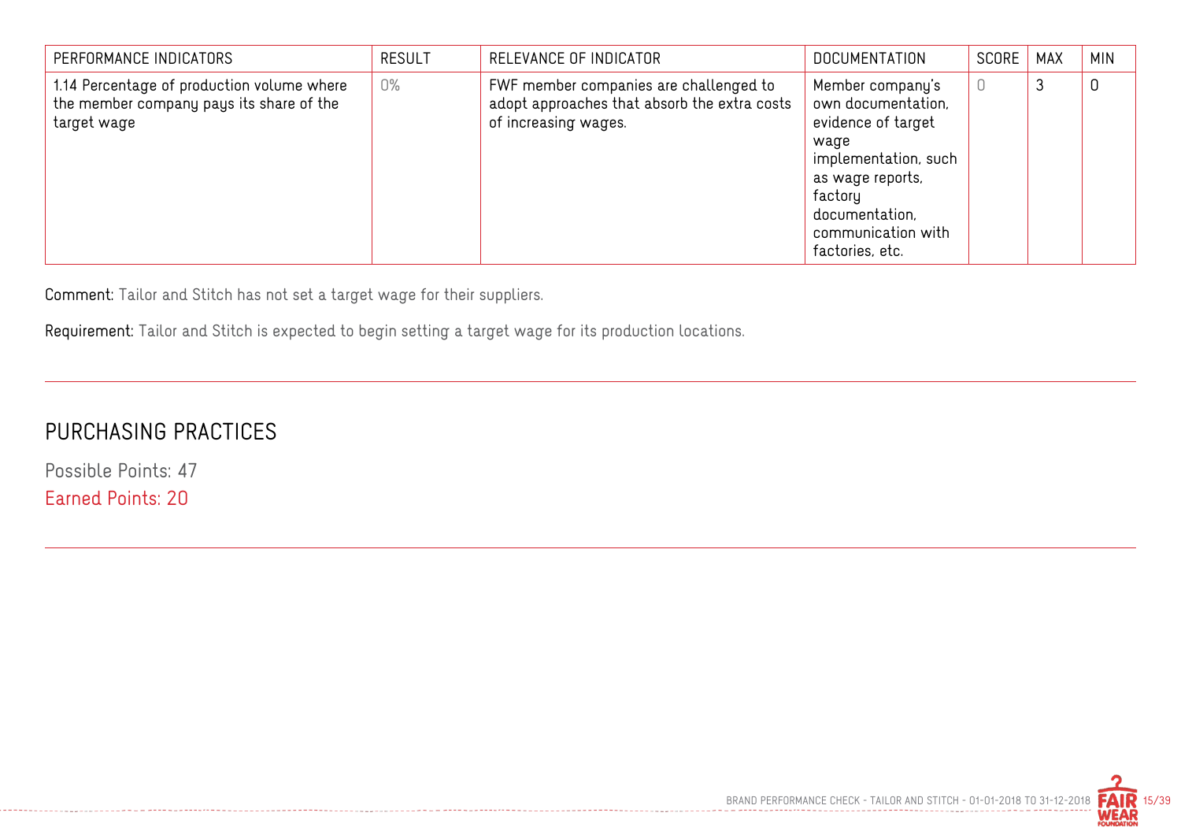| PERFORMANCE INDICATORS | RESULT | RELEVANCE OF INDICATOR | DOCUMENTATION | SCORE | MAX | MIN |
|---|---|---|---|---|---|---|
| 1.14 Percentage of production volume where the member company pays its share of the target wage | 0% | FWF member companies are challenged to adopt approaches that absorb the extra costs of increasing wages. | Member company's own documentation, evidence of target wage implementation, such as wage reports, factory documentation, communication with factories, etc. | 0 | 3 | 0 |

**Comment:** Tailor and Stitch has not set a target wage for their suppliers.

**Requirement:** Tailor and Stitch is expected to begin setting a target wage for its production locations.

## PURCHASING PRACTICES

Possible Points: 47

Earned Points: 20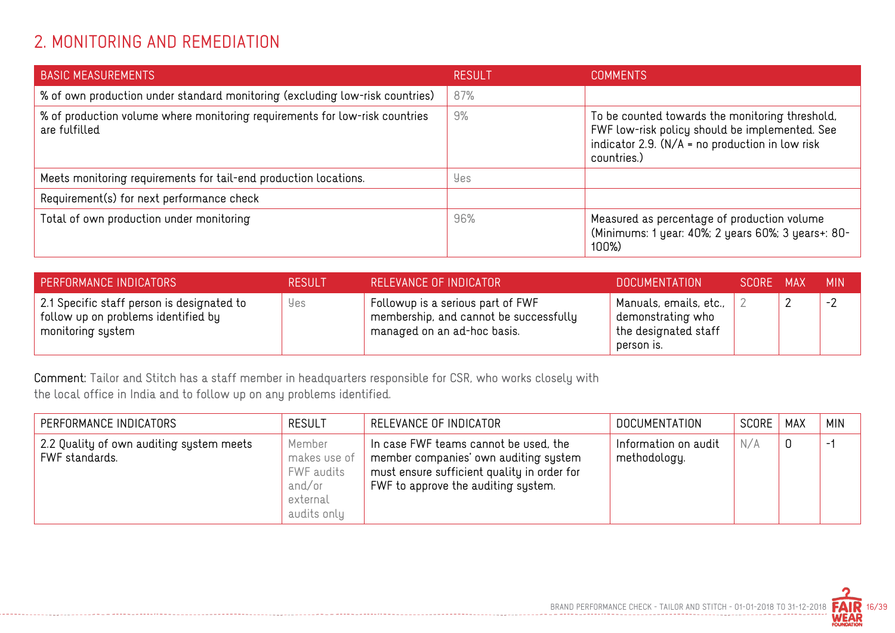## 2. MONITORING AND REMEDIATION

| BASIC MEASUREMENTS | RESULT | COMMENTS |
| --- | --- | --- |
| % of own production under standard monitoring (excluding low-risk countries) | 87% | |
| % of production volume where monitoring requirements for low-risk countries are fulfilled | 9% | To be counted towards the monitoring threshold, FWF low-risk policy should be implemented. See indicator 2.9. (N/A = no production in low risk countries.) |
| Meets monitoring requirements for tail-end production locations. | Yes | |
| Requirement(s) for next performance check | | |
| Total of own production under monitoring | 96% | Measured as percentage of production volume (Minimums: 1 year: 40%; 2 years 60%; 3 years+: 80-100%) |

| PERFORMANCE INDICATORS | RESULT | RELEVANCE OF INDICATOR | DOCUMENTATION | SCORE | MAX | MIN |
| --- | --- | --- | --- | --- | --- | --- |
| 2.1 Specific staff person is designated to follow up on problems identified by monitoring system | Yes | Followup is a serious part of FWF membership, and cannot be successfully managed on an ad-hoc basis. | Manuals, emails, etc., demonstrating who the designated staff person is. | 2 | 2 | -2 |

**Comment:** Tailor and Stitch has a staff member in headquarters responsible for CSR, who works closely with the local office in India and to follow up on any problems identified.

| PERFORMANCE INDICATORS | RESULT | RELEVANCE OF INDICATOR | DOCUMENTATION | SCORE | MAX | MIN |
| --- | --- | --- | --- | --- | --- | --- |
| 2.2 Quality of own auditing system meets FWF standards. | Member makes use of FWF audits and/or external audits only | In case FWF teams cannot be used, the member companies' own auditing system must ensure sufficient quality in order for FWF to approve the auditing system. | Information on audit methodology. | N/A | 0 | -1 |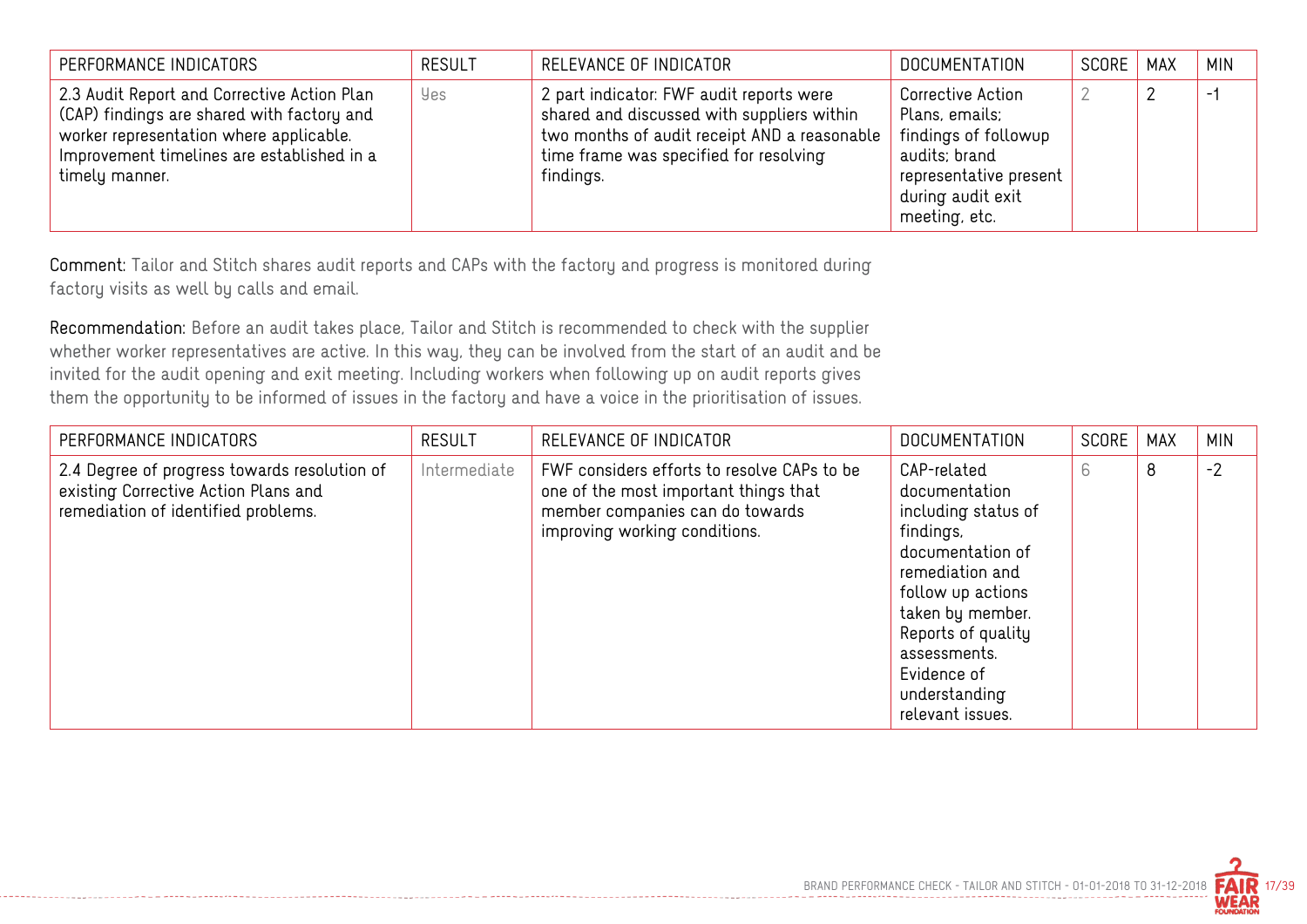| PERFORMANCE INDICATORS | RESULT | RELEVANCE OF INDICATOR | DOCUMENTATION | SCORE | MAX | MIN |
|---|---|---|---|---|---|---|
| 2.3 Audit Report and Corrective Action Plan (CAP) findings are shared with factory and worker representation where applicable. Improvement timelines are established in a timely manner. | Yes | 2 part indicator: FWF audit reports were shared and discussed with suppliers within two months of audit receipt AND a reasonable time frame was specified for resolving findings. | Corrective Action Plans, emails; findings of followup audits; brand representative present during audit exit meeting, etc. | 2 | 2 | -1 |

**Comment:** Tailor and Stitch shares audit reports and CAPs with the factory and progress is monitored during factory visits as well by calls and email.

**Recommendation:** Before an audit takes place, Tailor and Stitch is recommended to check with the supplier whether worker representatives are active. In this way, they can be involved from the start of an audit and be invited for the audit opening and exit meeting. Including workers when following up on audit reports gives them the opportunity to be informed of issues in the factory and have a voice in the prioritisation of issues.

| PERFORMANCE INDICATORS | RESULT | RELEVANCE OF INDICATOR | DOCUMENTATION | SCORE | MAX | MIN |
|---|---|---|---|---|---|---|
| 2.4 Degree of progress towards resolution of existing Corrective Action Plans and remediation of identified problems. | Intermediate | FWF considers efforts to resolve CAPs to be one of the most important things that member companies can do towards improving working conditions. | CAP-related documentation including status of findings, documentation of remediation and follow up actions taken by member. Reports of quality assessments. Evidence of understanding relevant issues. | 6 | 8 | -2 |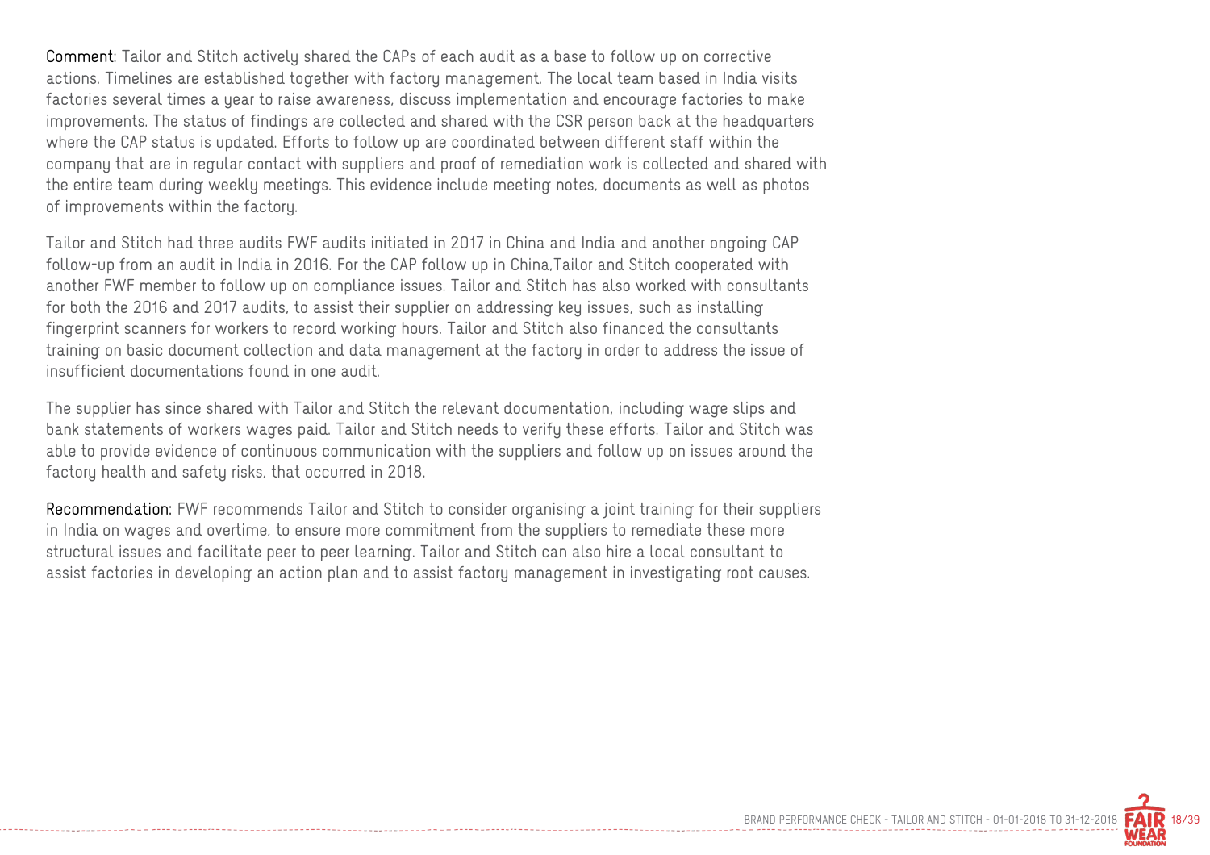**Comment:** Tailor and Stitch actively shared the CAPs of each audit as a base to follow up on corrective actions. Timelines are established together with factory management. The local team based in India visits factories several times a year to raise awareness, discuss implementation and encourage factories to make improvements. The status of findings are collected and shared with the CSR person back at the headquarters where the CAP status is updated. Efforts to follow up are coordinated between different staff within the company that are in regular contact with suppliers and proof of remediation work is collected and shared with the entire team during weekly meetings. This evidence include meeting notes, documents as well as photos of improvements within the factory.

Tailor and Stitch had three audits FWF audits initiated in 2017 in China and India and another ongoing CAP follow-up from an audit in India in 2016. For the CAP follow up in China,Tailor and Stitch cooperated with another FWF member to follow up on compliance issues. Tailor and Stitch has also worked with consultants for both the 2016 and 2017 audits, to assist their supplier on addressing key issues, such as installing fingerprint scanners for workers to record working hours. Tailor and Stitch also financed the consultants training on basic document collection and data management at the factory in order to address the issue of insufficient documentations found in one audit.

The supplier has since shared with Tailor and Stitch the relevant documentation, including wage slips and bank statements of workers wages paid. Tailor and Stitch needs to verify these efforts. Tailor and Stitch was able to provide evidence of continuous communication with the suppliers and follow up on issues around the factory health and safety risks, that occurred in 2018.

**Recommendation:** FWF recommends Tailor and Stitch to consider organising a joint training for their suppliers in India on wages and overtime, to ensure more commitment from the suppliers to remediate these more structural issues and facilitate peer to peer learning. Tailor and Stitch can also hire a local consultant to assist factories in developing an action plan and to assist factory management in investigating root causes.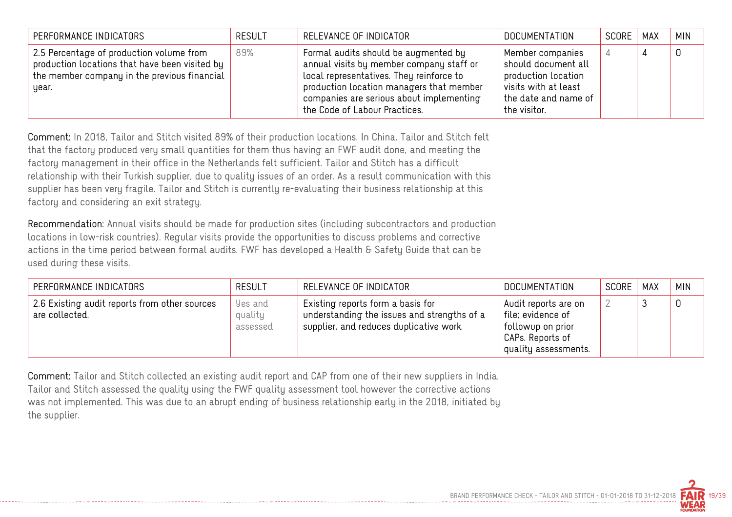| PERFORMANCE INDICATORS | RESULT | RELEVANCE OF INDICATOR | DOCUMENTATION | SCORE | MAX | MIN |
|---|---|---|---|---|---|---|
| 2.5 Percentage of production volume from production locations that have been visited by the member company in the previous financial year. | 89% | Formal audits should be augmented by annual visits by member company staff or local representatives. They reinforce to production location managers that member companies are serious about implementing the Code of Labour Practices. | Member companies should document all production location visits with at least the date and name of the visitor. | 4 | 4 | 0 |

**Comment:** In 2018, Tailor and Stitch visited 89% of their production locations. In China, Tailor and Stitch felt that the factory produced very small quantities for them thus having an FWF audit done, and meeting the factory management in their office in the Netherlands felt sufficient. Tailor and Stitch has a difficult relationship with their Turkish supplier, due to quality issues of an order. As a result communication with this supplier has been very fragile. Tailor and Stitch is currently re-evaluating their business relationship at this factory and considering an exit strategy.

**Recommendation:** Annual visits should be made for production sites (including subcontractors and production locations in low-risk countries). Regular visits provide the opportunities to discuss problems and corrective actions in the time period between formal audits. FWF has developed a Health & Safety Guide that can be used during these visits.

| PERFORMANCE INDICATORS | RESULT | RELEVANCE OF INDICATOR | DOCUMENTATION | SCORE | MAX | MIN |
|---|---|---|---|---|---|---|
| 2.6 Existing audit reports from other sources are collected. | Yes and quality assessed | Existing reports form a basis for understanding the issues and strengths of a supplier, and reduces duplicative work. | Audit reports are on file; evidence of followup on prior CAPs. Reports of quality assessments. | 2 | 3 | 0 |

**Comment:** Tailor and Stitch collected an existing audit report and CAP from one of their new suppliers in India. Tailor and Stitch assessed the quality using the FWF quality assessment tool however the corrective actions was not implemented. This was due to an abrupt ending of business relationship early in the 2018, initiated by the supplier.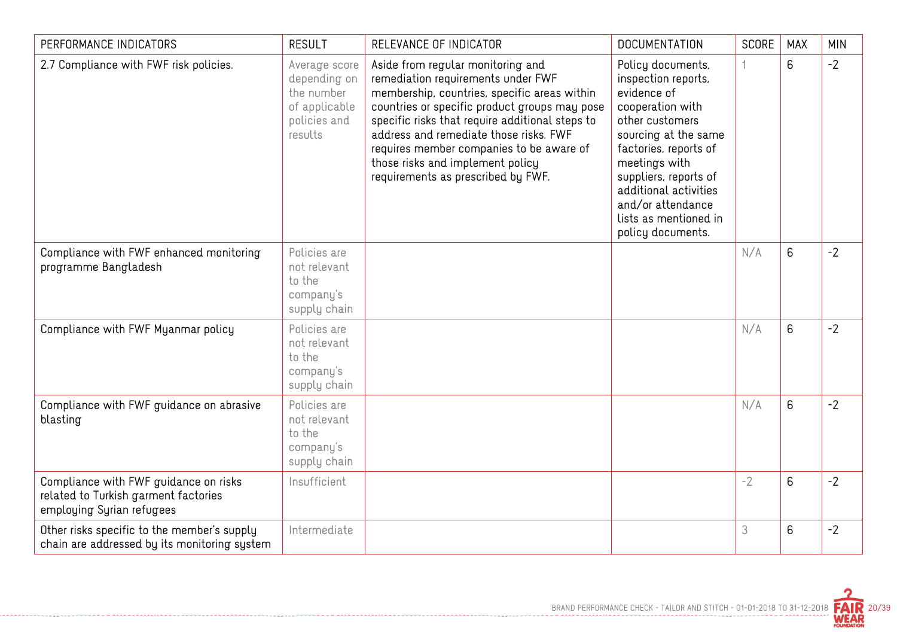| PERFORMANCE INDICATORS | RESULT | RELEVANCE OF INDICATOR | DOCUMENTATION | SCORE | MAX | MIN |
|---|---|---|---|---|---|---|
| 2.7 Compliance with FWF risk policies. | Average score depending on the number of applicable policies and results | Aside from regular monitoring and remediation requirements under FWF membership, countries, specific areas within countries or specific product groups may pose specific risks that require additional steps to address and remediate those risks. FWF requires member companies to be aware of those risks and implement policy requirements as prescribed by FWF. | Policy documents, inspection reports, evidence of cooperation with other customers sourcing at the same factories, reports of meetings with suppliers, reports of additional activities and/or attendance lists as mentioned in policy documents. | 1 | 6 | -2 |
| Compliance with FWF enhanced monitoring programme Bangladesh | Policies are not relevant to the company's supply chain | | | N/A | 6 | -2 |
| Compliance with FWF Myanmar policy | Policies are not relevant to the company's supply chain | | | N/A | 6 | -2 |
| Compliance with FWF guidance on abrasive blasting | Policies are not relevant to the company's supply chain | | | N/A | 6 | -2 |
| Compliance with FWF guidance on risks related to Turkish garment factories employing Syrian refugees | Insufficient | | | -2 | 6 | -2 |
| Other risks specific to the member's supply chain are addressed by its monitoring system | Intermediate | | | 3 | 6 | -2 |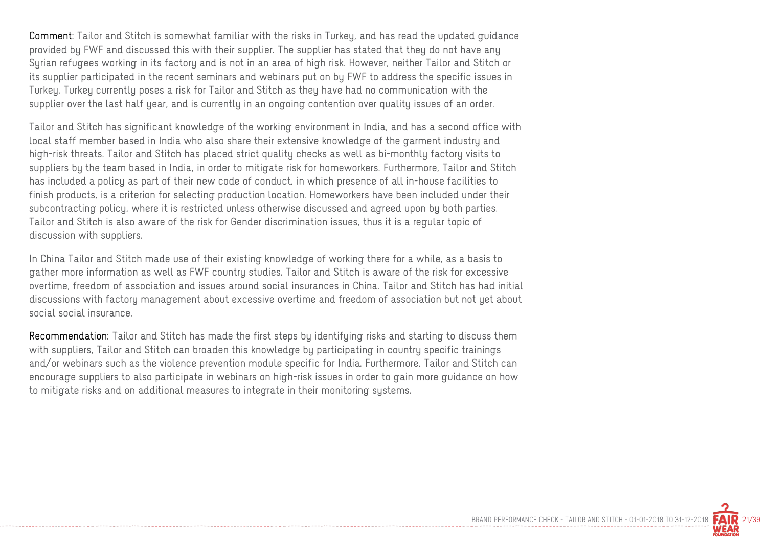**Comment:** Tailor and Stitch is somewhat familiar with the risks in Turkey, and has read the updated guidance provided by FWF and discussed this with their supplier. The supplier has stated that they do not have any Syrian refugees working in its factory and is not in an area of high risk. However, neither Tailor and Stitch or its supplier participated in the recent seminars and webinars put on by FWF to address the specific issues in Turkey. Turkey currently poses a risk for Tailor and Stitch as they have had no communication with the supplier over the last half year, and is currently in an ongoing contention over quality issues of an order.

Tailor and Stitch has significant knowledge of the working environment in India, and has a second office with local staff member based in India who also share their extensive knowledge of the garment industry and high-risk threats. Tailor and Stitch has placed strict quality checks as well as bi-monthly factory visits to suppliers by the team based in India, in order to mitigate risk for homeworkers. Furthermore, Tailor and Stitch has included a policy as part of their new code of conduct, in which presence of all in-house facilities to finish products, is a criterion for selecting production location. Homeworkers have been included under their subcontracting policy, where it is restricted unless otherwise discussed and agreed upon by both parties. Tailor and Stitch is also aware of the risk for Gender discrimination issues, thus it is a regular topic of discussion with suppliers.

In China Tailor and Stitch made use of their existing knowledge of working there for a while, as a basis to gather more information as well as FWF country studies. Tailor and Stitch is aware of the risk for excessive overtime, freedom of association and issues around social insurances in China. Tailor and Stitch has had initial discussions with factory management about excessive overtime and freedom of association but not yet about social social insurance.

**Recommendation:** Tailor and Stitch has made the first steps by identifying risks and starting to discuss them with suppliers, Tailor and Stitch can broaden this knowledge by participating in country specific trainings and/or webinars such as the violence prevention module specific for India. Furthermore, Tailor and Stitch can encourage suppliers to also participate in webinars on high-risk issues in order to gain more guidance on how to mitigate risks and on additional measures to integrate in their monitoring systems.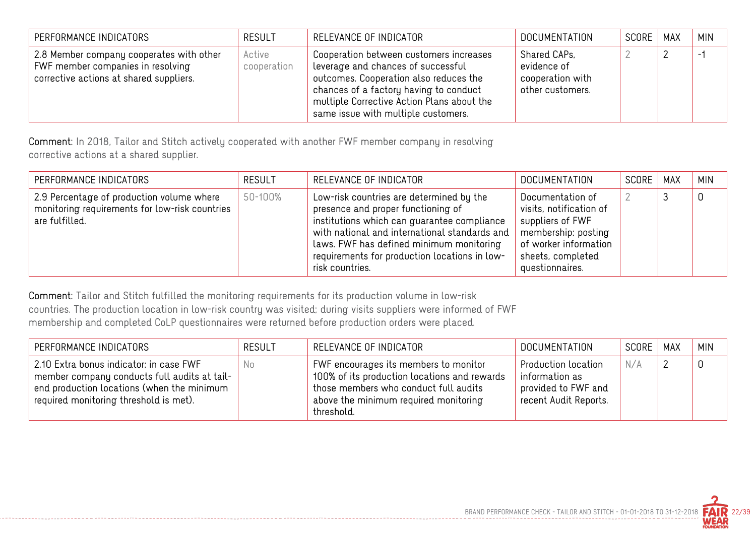| PERFORMANCE INDICATORS | RESULT | RELEVANCE OF INDICATOR | DOCUMENTATION | SCORE | MAX | MIN |
|---|---|---|---|---|---|---|
| 2.8 Member company cooperates with other FWF member companies in resolving corrective actions at shared suppliers. | Active cooperation | Cooperation between customers increases leverage and chances of successful outcomes. Cooperation also reduces the chances of a factory having to conduct multiple Corrective Action Plans about the same issue with multiple customers. | Shared CAPs, evidence of cooperation with other customers. | 2 | 2 | -1 |

**Comment:** In 2018, Tailor and Stitch actively cooperated with another FWF member company in resolving corrective actions at a shared supplier.

| PERFORMANCE INDICATORS | RESULT | RELEVANCE OF INDICATOR | DOCUMENTATION | SCORE | MAX | MIN |
|---|---|---|---|---|---|---|
| 2.9 Percentage of production volume where monitoring requirements for low-risk countries are fulfilled. | 50-100% | Low-risk countries are determined by the presence and proper functioning of institutions which can guarantee compliance with national and international standards and laws. FWF has defined minimum monitoring requirements for production locations in low-risk countries. | Documentation of visits, notification of suppliers of FWF membership; posting of worker information sheets, completed questionnaires. | 2 | 3 | 0 |

**Comment:** Tailor and Stitch fulfilled the monitoring requirements for its production volume in low-risk countries. The production location in low-risk country was visited; during visits suppliers were informed of FWF membership and completed CoLP questionnaires were returned before production orders were placed.

| PERFORMANCE INDICATORS | RESULT | RELEVANCE OF INDICATOR | DOCUMENTATION | SCORE | MAX | MIN |
|---|---|---|---|---|---|---|
| 2.10 Extra bonus indicator: in case FWF member company conducts full audits at tail-end production locations (when the minimum required monitoring threshold is met). | No | FWF encourages its members to monitor 100% of its production locations and rewards those members who conduct full audits above the minimum required monitoring threshold. | Production location information as provided to FWF and recent Audit Reports. | N/A | 2 | 0 |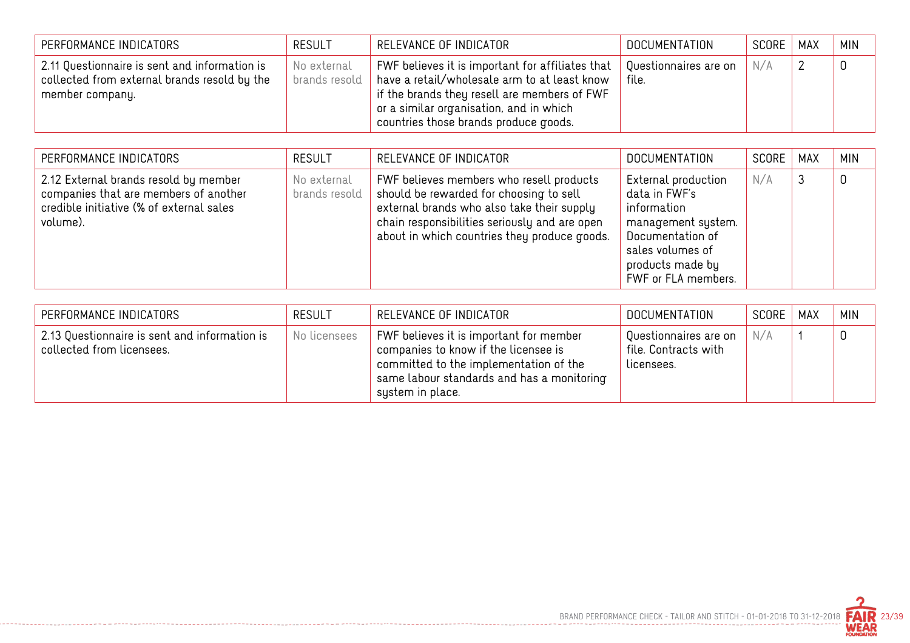| PERFORMANCE INDICATORS | RESULT | RELEVANCE OF INDICATOR | DOCUMENTATION | SCORE | MAX | MIN |
|---|---|---|---|---|---|---|
| 2.11 Questionnaire is sent and information is collected from external brands resold by the member company. | No external brands resold | FWF believes it is important for affiliates that have a retail/wholesale arm to at least know if the brands they resell are members of FWF or a similar organisation, and in which countries those brands produce goods. | Questionnaires are on file. | N/A | 2 | 0 |

| PERFORMANCE INDICATORS | RESULT | RELEVANCE OF INDICATOR | DOCUMENTATION | SCORE | MAX | MIN |
|---|---|---|---|---|---|---|
| 2.12 External brands resold by member companies that are members of another credible initiative (% of external sales volume). | No external brands resold | FWF believes members who resell products should be rewarded for choosing to sell external brands who also take their supply chain responsibilities seriously and are open about in which countries they produce goods. | External production data in FWF's information management system. Documentation of sales volumes of products made by FWF or FLA members. | N/A | 3 | 0 |

| PERFORMANCE INDICATORS | RESULT | RELEVANCE OF INDICATOR | DOCUMENTATION | SCORE | MAX | MIN |
|---|---|---|---|---|---|---|
| 2.13 Questionnaire is sent and information is collected from licensees. | No licensees | FWF believes it is important for member companies to know if the licensee is committed to the implementation of the same labour standards and has a monitoring system in place. | Questionnaires are on file. Contracts with licensees. | N/A | 1 | 0 |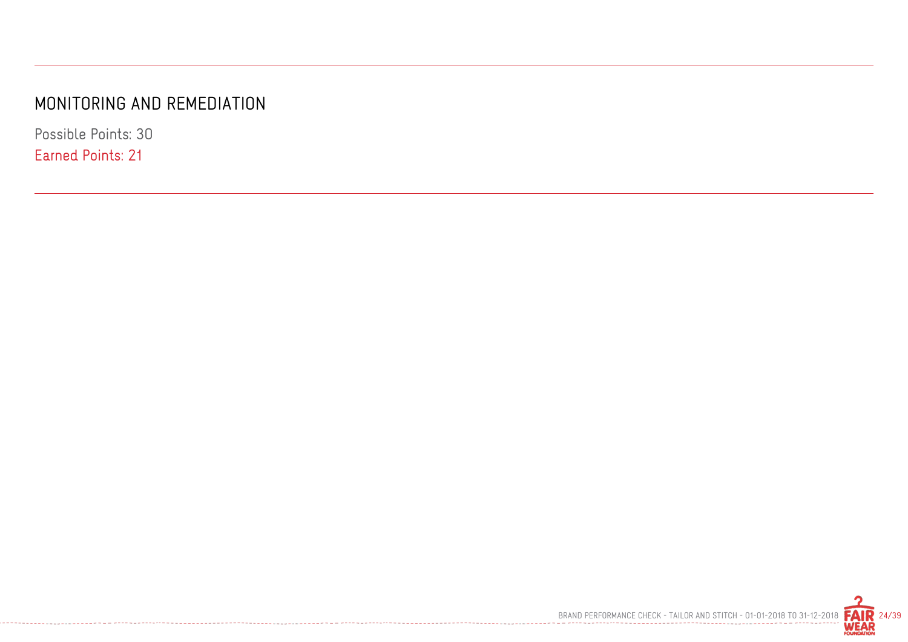## MONITORING AND REMEDIATION

Possible Points: 30

Earned Points: 21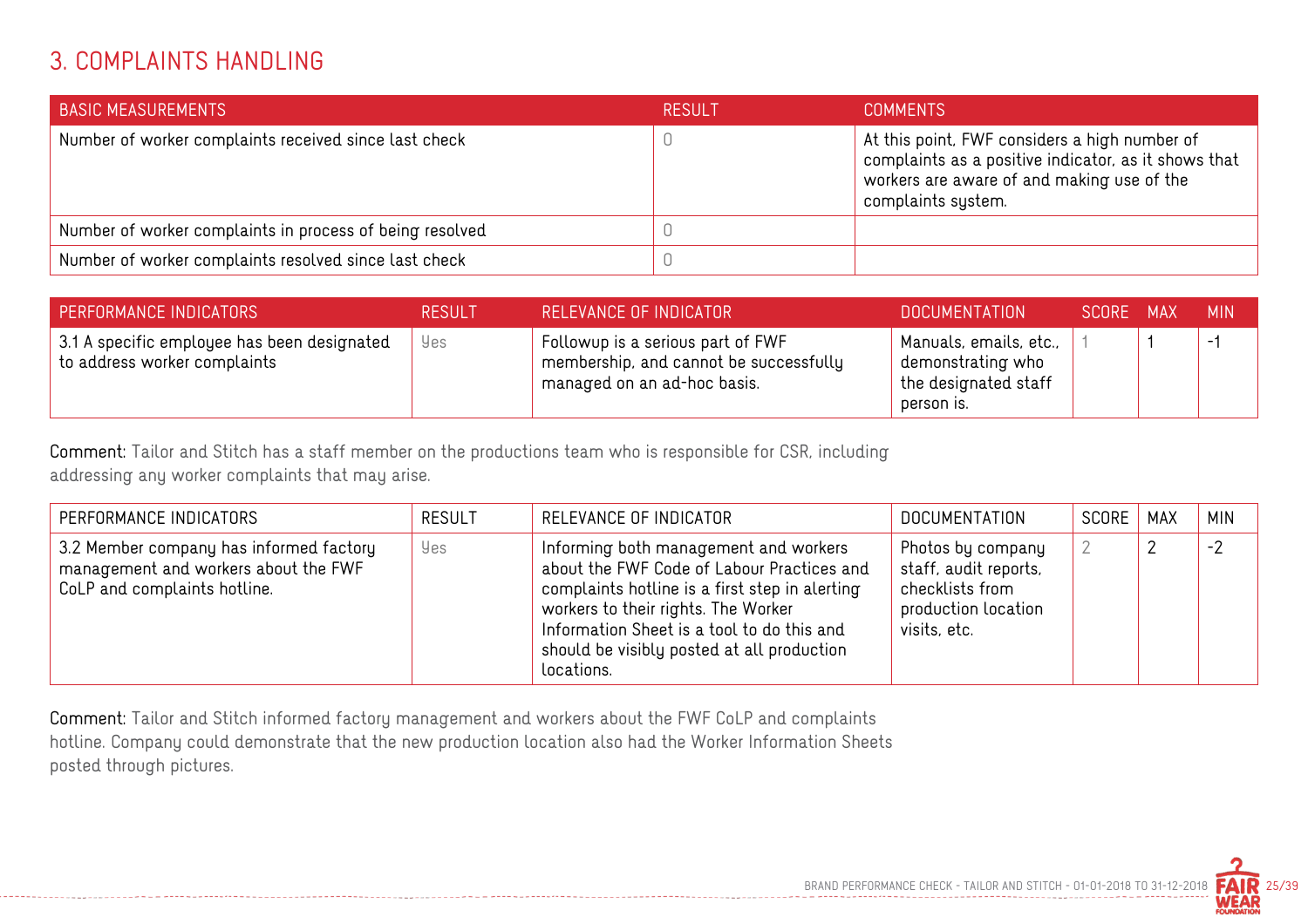## 3. COMPLAINTS HANDLING

| BASIC MEASUREMENTS | RESULT | COMMENTS |
| --- | --- | --- |
| Number of worker complaints received since last check | 0 | At this point, FWF considers a high number of complaints as a positive indicator, as it shows that workers are aware of and making use of the complaints system. |
| Number of worker complaints in process of being resolved | 0 | |
| Number of worker complaints resolved since last check | 0 | |

| PERFORMANCE INDICATORS | RESULT | RELEVANCE OF INDICATOR | DOCUMENTATION | SCORE | MAX | MIN |
| --- | --- | --- | --- | --- | --- | --- |
| 3.1 A specific employee has been designated to address worker complaints | Yes | Followup is a serious part of FWF membership, and cannot be successfully managed on an ad-hoc basis. | Manuals, emails, etc., demonstrating who the designated staff person is. | 1 | 1 | -1 |

**Comment:** Tailor and Stitch has a staff member on the productions team who is responsible for CSR, including addressing any worker complaints that may arise.

| PERFORMANCE INDICATORS | RESULT | RELEVANCE OF INDICATOR | DOCUMENTATION | SCORE | MAX | MIN |
| --- | --- | --- | --- | --- | --- | --- |
| 3.2 Member company has informed factory management and workers about the FWF CoLP and complaints hotline. | Yes | Informing both management and workers about the FWF Code of Labour Practices and complaints hotline is a first step in alerting workers to their rights. The Worker Information Sheet is a tool to do this and should be visibly posted at all production locations. | Photos by company staff, audit reports, checklists from production location visits, etc. | 2 | 2 | -2 |

**Comment:** Tailor and Stitch informed factory management and workers about the FWF CoLP and complaints hotline. Company could demonstrate that the new production location also had the Worker Information Sheets posted through pictures.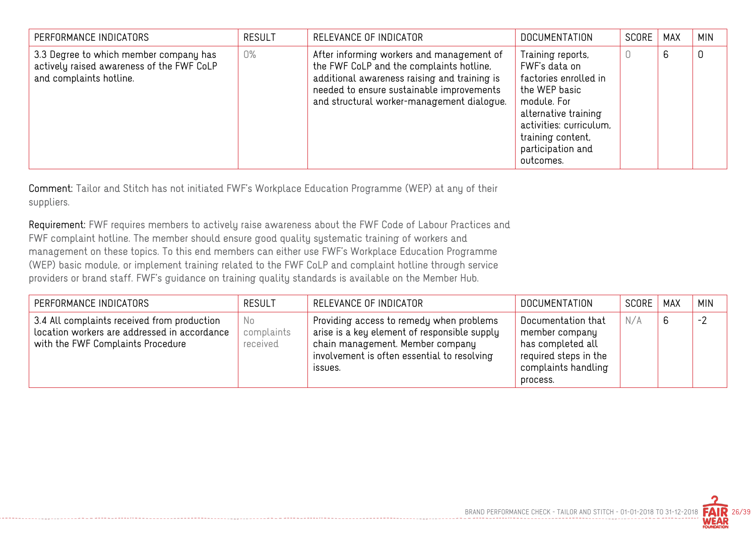| PERFORMANCE INDICATORS | RESULT | RELEVANCE OF INDICATOR | DOCUMENTATION | SCORE | MAX | MIN |
|---|---|---|---|---|---|---|
| 3.3 Degree to which member company has actively raised awareness of the FWF CoLP and complaints hotline. | 0% | After informing workers and management of the FWF CoLP and the complaints hotline, additional awareness raising and training is needed to ensure sustainable improvements and structural worker-management dialogue. | Training reports, FWF's data on factories enrolled in the WEP basic module. For alternative training activities: curriculum, training content, participation and outcomes. | 0 | 6 | 0 |

**Comment:** Tailor and Stitch has not initiated FWF's Workplace Education Programme (WEP) at any of their suppliers.

**Requirement:** FWF requires members to actively raise awareness about the FWF Code of Labour Practices and FWF complaint hotline. The member should ensure good quality systematic training of workers and management on these topics. To this end members can either use FWF's Workplace Education Programme (WEP) basic module, or implement training related to the FWF CoLP and complaint hotline through service providers or brand staff. FWF's guidance on training quality standards is available on the Member Hub.

| PERFORMANCE INDICATORS | RESULT | RELEVANCE OF INDICATOR | DOCUMENTATION | SCORE | MAX | MIN |
|---|---|---|---|---|---|---|
| 3.4 All complaints received from production location workers are addressed in accordance with the FWF Complaints Procedure | No complaints received | Providing access to remedy when problems arise is a key element of responsible supply chain management. Member company involvement is often essential to resolving issues. | Documentation that member company has completed all required steps in the complaints handling process. | N/A | 6 | -2 |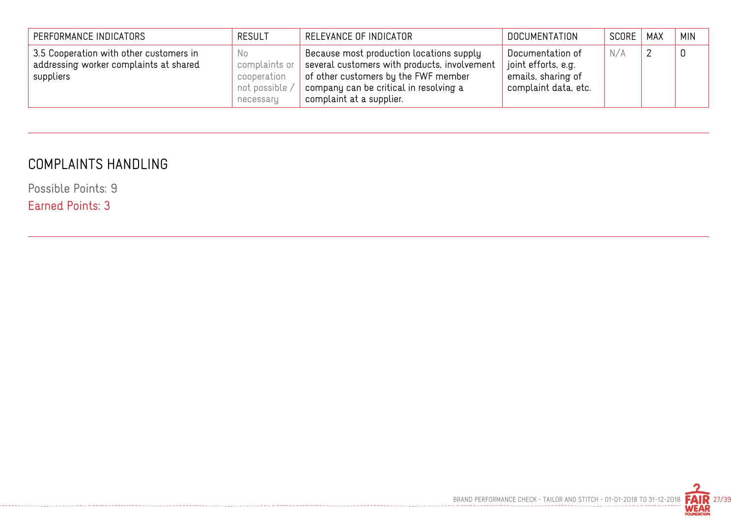| PERFORMANCE INDICATORS | RESULT | RELEVANCE OF INDICATOR | DOCUMENTATION | SCORE | MAX | MIN |
| --- | --- | --- | --- | --- | --- | --- |
| 3.5 Cooperation with other customers in addressing worker complaints at shared suppliers | No complaints or cooperation not possible / necessary | Because most production locations supply several customers with products, involvement of other customers by the FWF member company can be critical in resolving a complaint at a supplier. | Documentation of joint efforts, e.g. emails, sharing of complaint data, etc. | N/A | 2 | 0 |

## COMPLAINTS HANDLING

Possible Points: 9

Earned Points: 3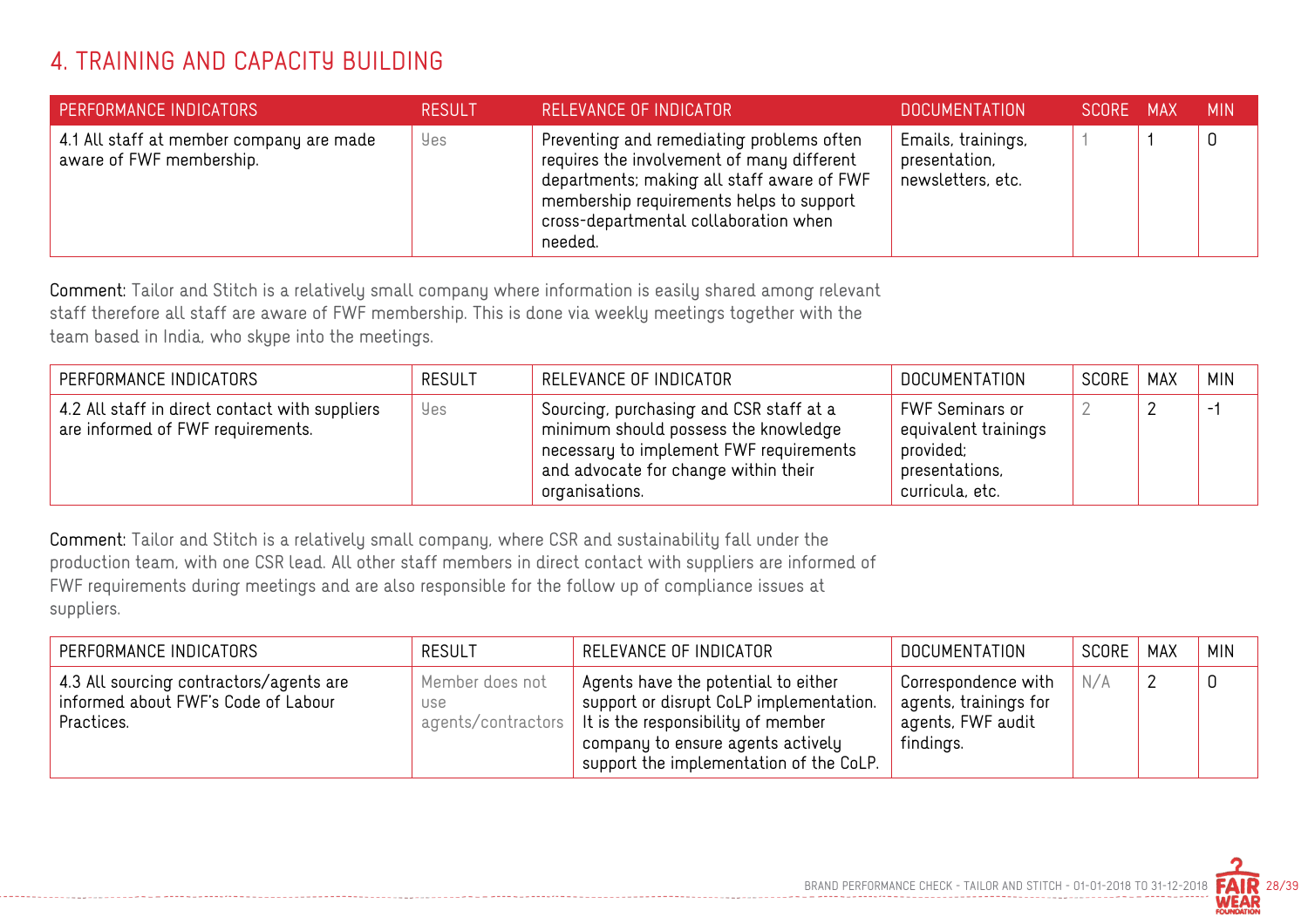## 4. TRAINING AND CAPACITY BUILDING

| PERFORMANCE INDICATORS | RESULT | RELEVANCE OF INDICATOR | DOCUMENTATION | SCORE | MAX | MIN |
|---|---|---|---|---|---|---|
| 4.1 All staff at member company are made aware of FWF membership. | Yes | Preventing and remediating problems often requires the involvement of many different departments; making all staff aware of FWF membership requirements helps to support cross-departmental collaboration when needed. | Emails, trainings, presentation, newsletters, etc. | 1 | 1 | 0 |

**Comment:** Tailor and Stitch is a relatively small company where information is easily shared among relevant staff therefore all staff are aware of FWF membership. This is done via weekly meetings together with the team based in India, who skype into the meetings.

| PERFORMANCE INDICATORS | RESULT | RELEVANCE OF INDICATOR | DOCUMENTATION | SCORE | MAX | MIN |
|---|---|---|---|---|---|---|
| 4.2 All staff in direct contact with suppliers are informed of FWF requirements. | Yes | Sourcing, purchasing and CSR staff at a minimum should possess the knowledge necessary to implement FWF requirements and advocate for change within their organisations. | FWF Seminars or equivalent trainings provided; presentations, curricula, etc. | 2 | 2 | -1 |

**Comment:** Tailor and Stitch is a relatively small company, where CSR and sustainability fall under the production team, with one CSR lead. All other staff members in direct contact with suppliers are informed of FWF requirements during meetings and are also responsible for the follow up of compliance issues at suppliers.

| PERFORMANCE INDICATORS | RESULT | RELEVANCE OF INDICATOR | DOCUMENTATION | SCORE | MAX | MIN |
|---|---|---|---|---|---|---|
| 4.3 All sourcing contractors/agents are informed about FWF's Code of Labour Practices. | Member does not use agents/contractors | Agents have the potential to either support or disrupt CoLP implementation. It is the responsibility of member company to ensure agents actively support the implementation of the CoLP. | Correspondence with agents, trainings for agents, FWF audit findings. | N/A | 2 | 0 |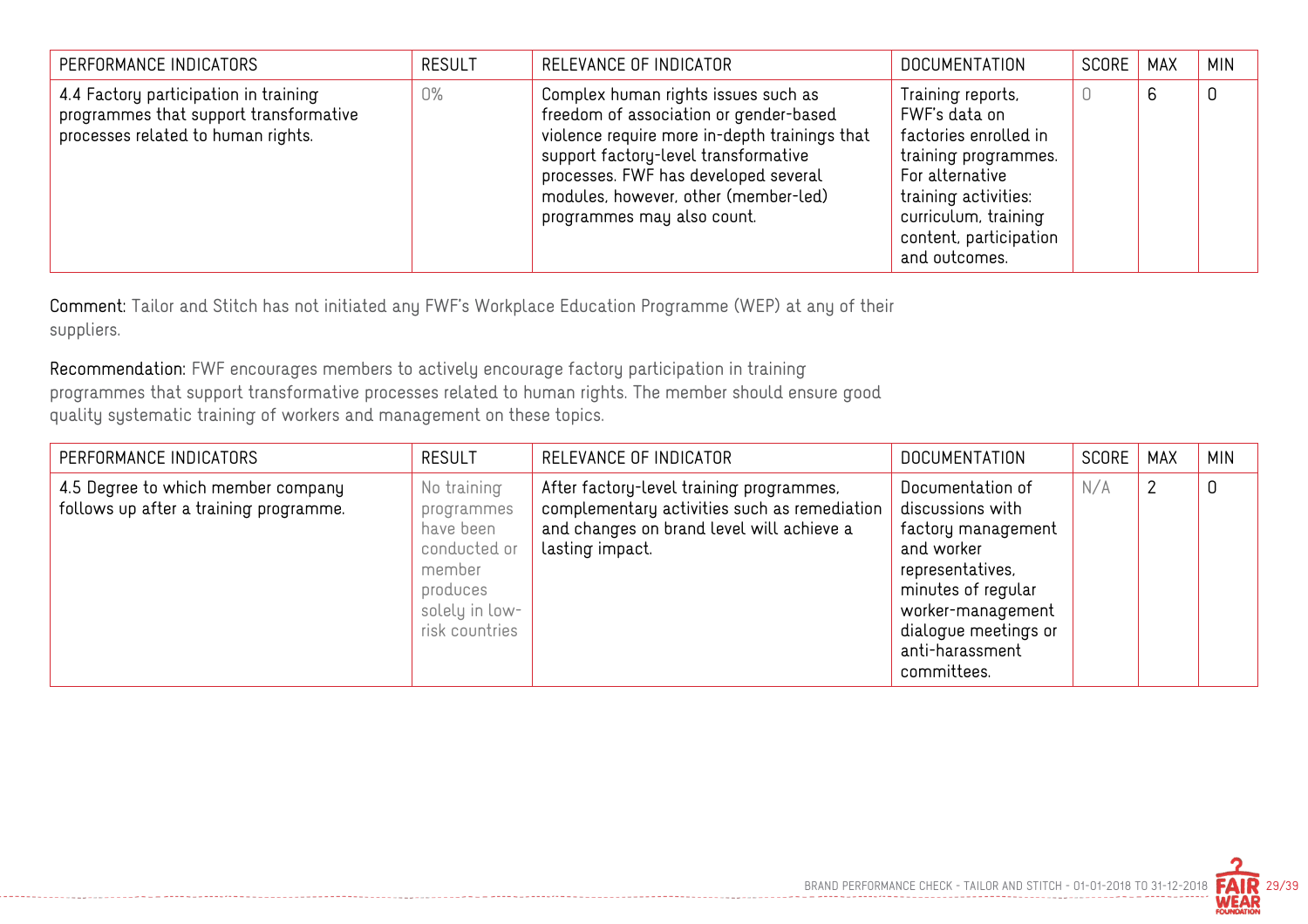| PERFORMANCE INDICATORS | RESULT | RELEVANCE OF INDICATOR | DOCUMENTATION | SCORE | MAX | MIN |
|---|---|---|---|---|---|---|
| 4.4 Factory participation in training programmes that support transformative processes related to human rights. | 0% | Complex human rights issues such as freedom of association or gender-based violence require more in-depth trainings that support factory-level transformative processes. FWF has developed several modules, however, other (member-led) programmes may also count. | Training reports, FWF's data on factories enrolled in training programmes. For alternative training activities: curriculum, training content, participation and outcomes. | 0 | 6 | 0 |

**Comment:** Tailor and Stitch has not initiated any FWF's Workplace Education Programme (WEP) at any of their suppliers.

**Recommendation:** FWF encourages members to actively encourage factory participation in training programmes that support transformative processes related to human rights. The member should ensure good quality systematic training of workers and management on these topics.

| PERFORMANCE INDICATORS | RESULT | RELEVANCE OF INDICATOR | DOCUMENTATION | SCORE | MAX | MIN |
|---|---|---|---|---|---|---|
| 4.5 Degree to which member company follows up after a training programme. | No training programmes have been conducted or member produces solely in low-risk countries | After factory-level training programmes, complementary activities such as remediation and changes on brand level will achieve a lasting impact. | Documentation of discussions with factory management and worker representatives, minutes of regular worker-management dialogue meetings or anti-harassment committees. | N/A | 2 | 0 |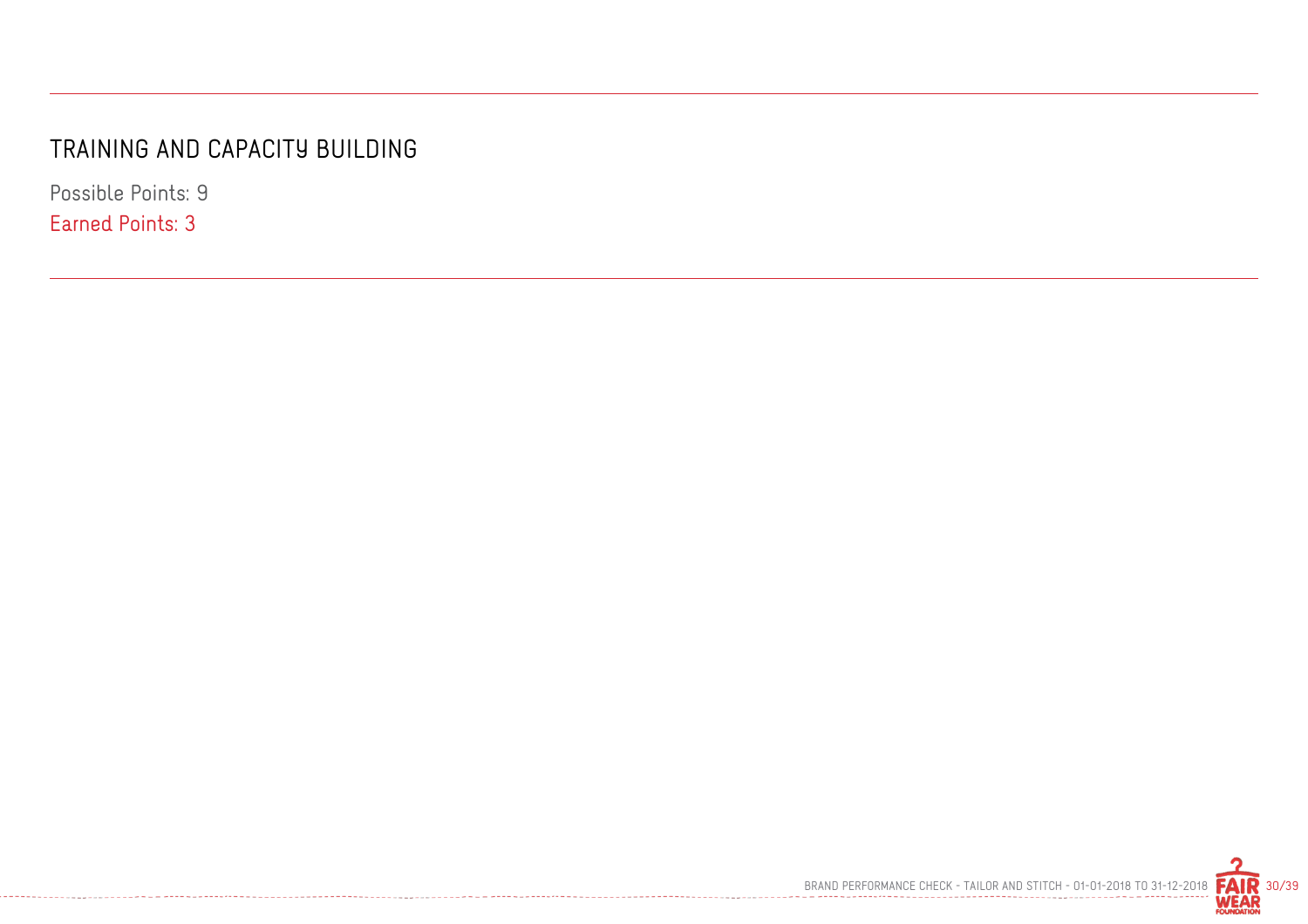## TRAINING AND CAPACITY BUILDING

Possible Points: 9

Earned Points: 3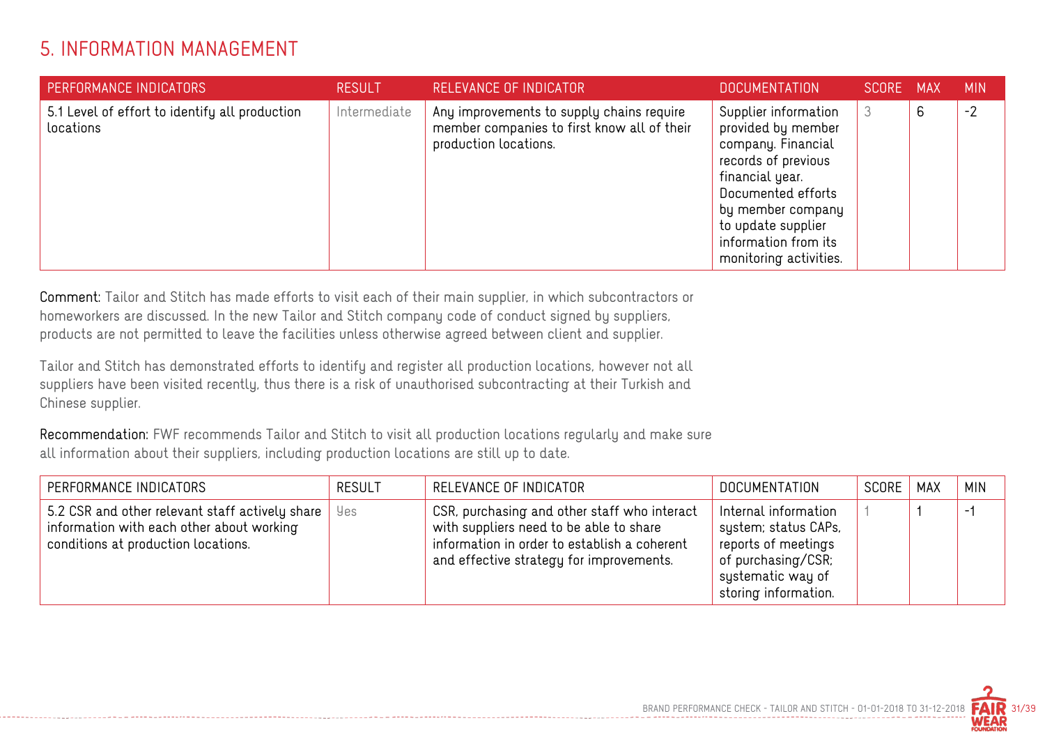# 5. INFORMATION MANAGEMENT

| PERFORMANCE INDICATORS | RESULT | RELEVANCE OF INDICATOR | DOCUMENTATION | SCORE | MAX | MIN |
|---|---|---|---|---|---|---|
| 5.1 Level of effort to identify all production locations | Intermediate | Any improvements to supply chains require member companies to first know all of their production locations. | Supplier information provided by member company. Financial records of previous financial year. Documented efforts by member company to update supplier information from its monitoring activities. | 3 | 6 | -2 |

**Comment:** Tailor and Stitch has made efforts to visit each of their main supplier, in which subcontractors or homeworkers are discussed. In the new Tailor and Stitch company code of conduct signed by suppliers, products are not permitted to leave the facilities unless otherwise agreed between client and supplier.

Tailor and Stitch has demonstrated efforts to identify and register all production locations, however not all suppliers have been visited recently, thus there is a risk of unauthorised subcontracting at their Turkish and Chinese supplier.

**Recommendation:** FWF recommends Tailor and Stitch to visit all production locations regularly and make sure all information about their suppliers, including production locations are still up to date.

| PERFORMANCE INDICATORS | RESULT | RELEVANCE OF INDICATOR | DOCUMENTATION | SCORE | MAX | MIN |
|---|---|---|---|---|---|---|
| 5.2 CSR and other relevant staff actively share information with each other about working conditions at production locations. | Yes | CSR, purchasing and other staff who interact with suppliers need to be able to share information in order to establish a coherent and effective strategy for improvements. | Internal information system; status CAPs, reports of meetings of purchasing/CSR; systematic way of storing information. | 1 | 1 | -1 |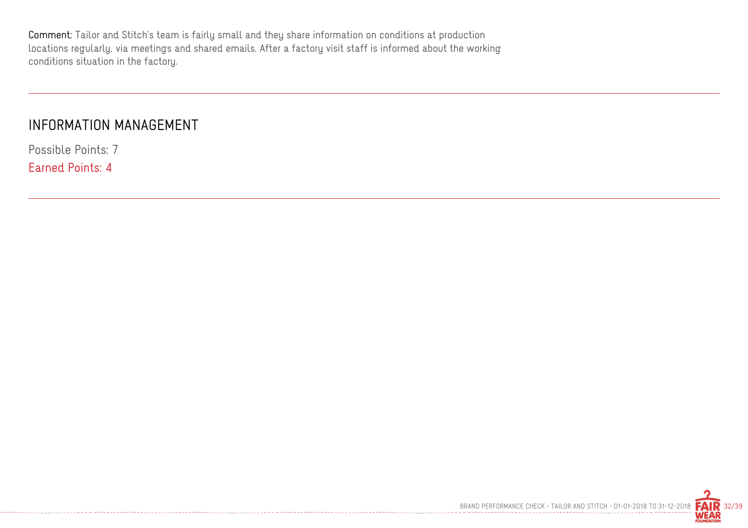**Comment:** Tailor and Stitch's team is fairly small and they share information on conditions at production locations regularly, via meetings and shared emails. After a factory visit staff is informed about the working conditions situation in the factory.

---

## INFORMATION MANAGEMENT

Possible Points: 7

Earned Points: 4

---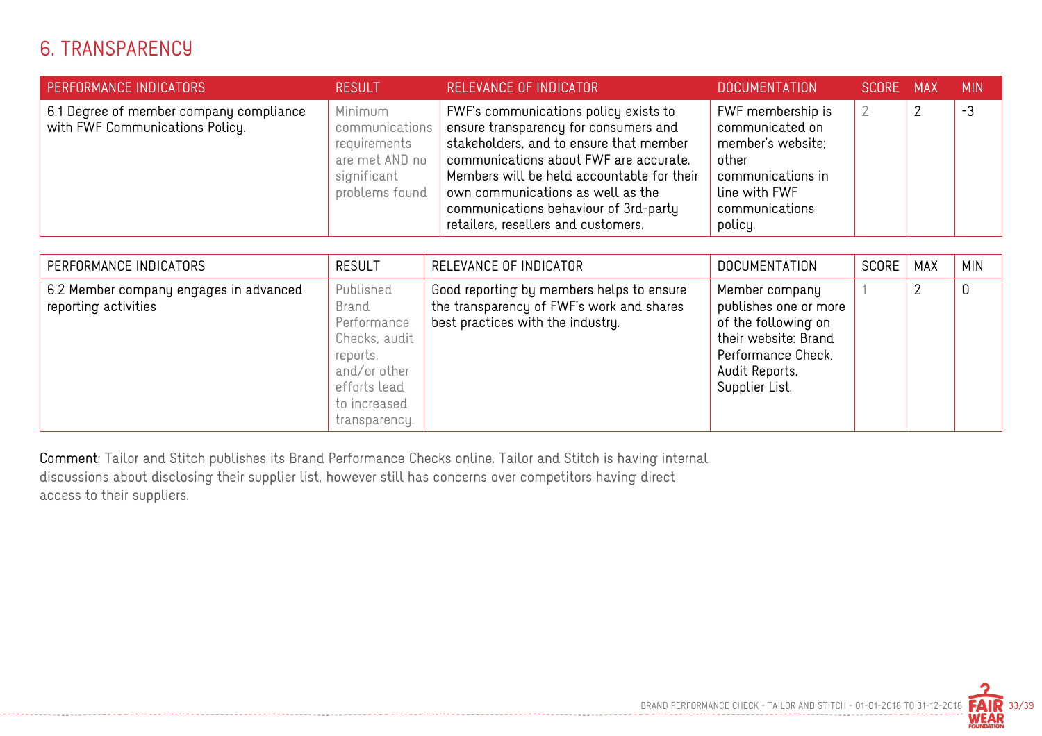# 6. TRANSPARENCY

| PERFORMANCE INDICATORS | RESULT | RELEVANCE OF INDICATOR | DOCUMENTATION | SCORE | MAX | MIN |
|---|---|---|---|---|---|---|
| 6.1 Degree of member company compliance with FWF Communications Policy. | Minimum communications requirements are met AND no significant problems found | FWF's communications policy exists to ensure transparency for consumers and stakeholders, and to ensure that member communications about FWF are accurate. Members will be held accountable for their own communications as well as the communications behaviour of 3rd-party retailers, resellers and customers. | FWF membership is communicated on member's website; other communications in line with FWF communications policy. | 2 | 2 | -3 |

| PERFORMANCE INDICATORS | RESULT | RELEVANCE OF INDICATOR | DOCUMENTATION | SCORE | MAX | MIN |
|---|---|---|---|---|---|---|
| 6.2 Member company engages in advanced reporting activities | Published Brand Performance Checks, audit reports, and/or other efforts lead to increased transparency. | Good reporting by members helps to ensure the transparency of FWF's work and shares best practices with the industry. | Member company publishes one or more of the following on their website: Brand Performance Check, Audit Reports, Supplier List. | 1 | 2 | 0 |

**Comment:** Tailor and Stitch publishes its Brand Performance Checks online. Tailor and Stitch is having internal discussions about disclosing their supplier list, however still has concerns over competitors having direct access to their suppliers.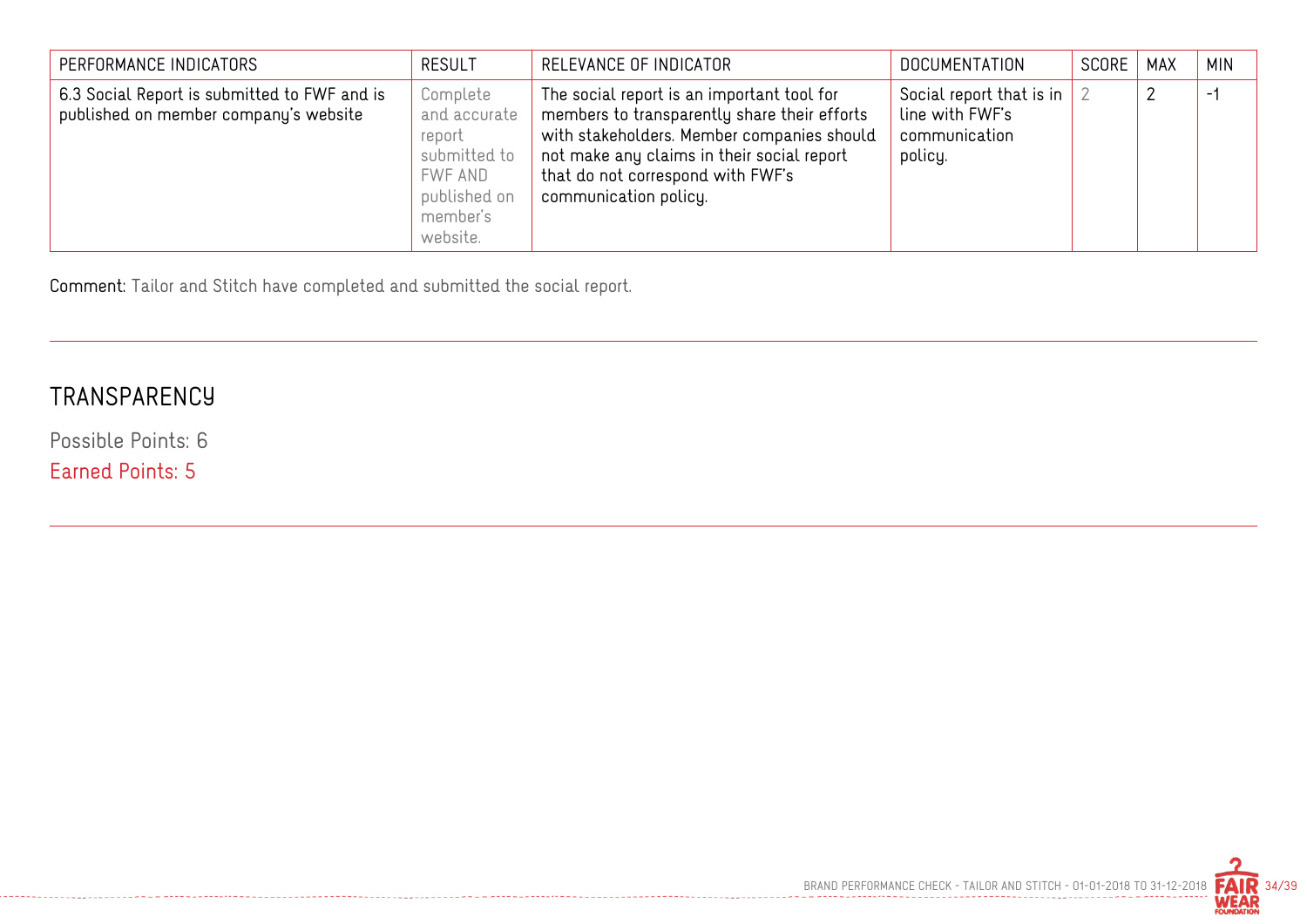| PERFORMANCE INDICATORS | RESULT | RELEVANCE OF INDICATOR | DOCUMENTATION | SCORE | MAX | MIN |
|---|---|---|---|---|---|---|
| 6.3 Social Report is submitted to FWF and is published on member company's website | Complete and accurate report submitted to FWF AND published on member's website. | The social report is an important tool for members to transparently share their efforts with stakeholders. Member companies should not make any claims in their social report that do not correspond with FWF's communication policy. | Social report that is in line with FWF's communication policy. | 2 | 2 | -1 |

**Comment:** Tailor and Stitch have completed and submitted the social report.

## TRANSPARENCY

Possible Points: 6

Earned Points: 5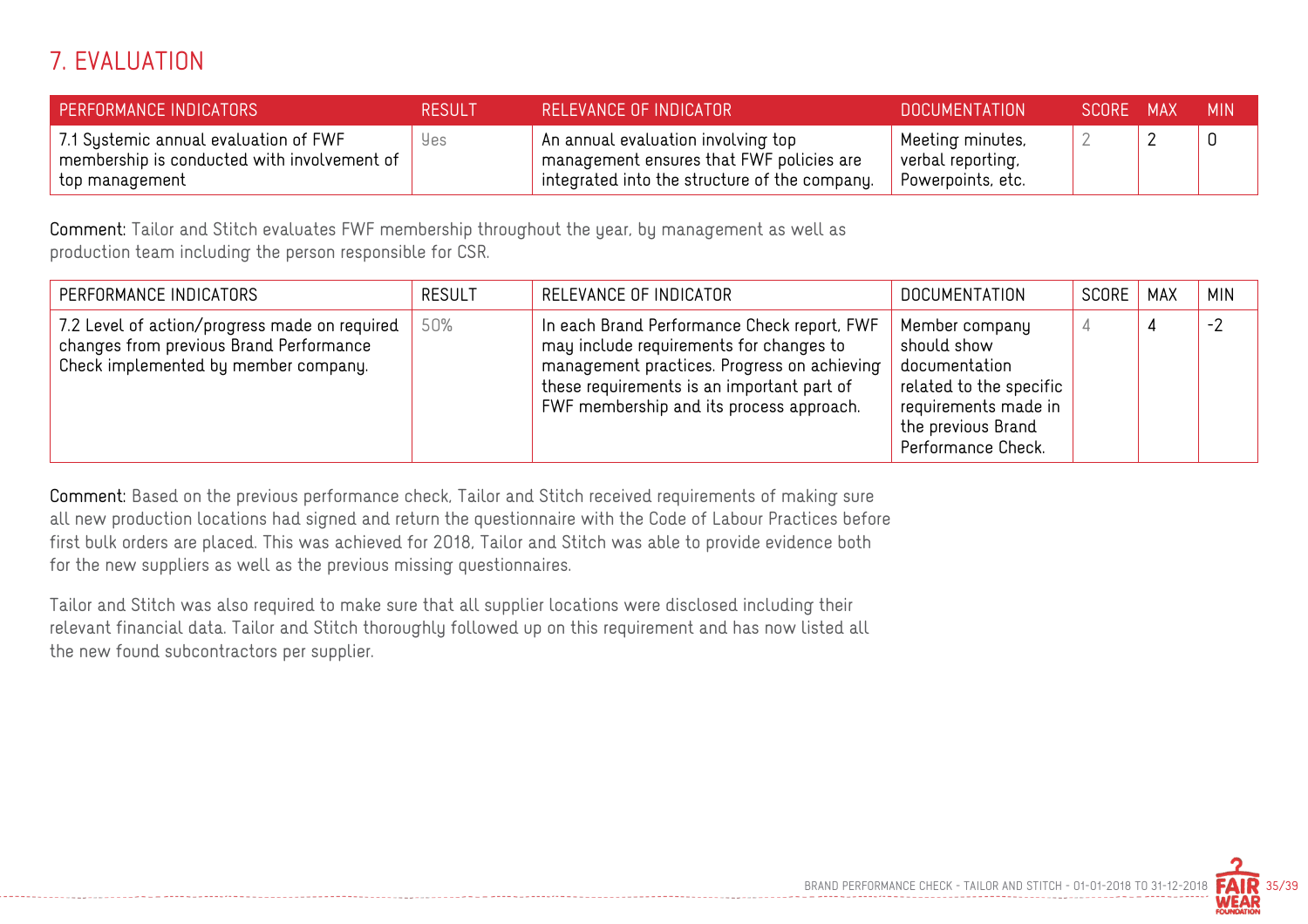# 7. EVALUATION

| PERFORMANCE INDICATORS | RESULT | RELEVANCE OF INDICATOR | DOCUMENTATION | SCORE | MAX | MIN |
|---|---|---|---|---|---|---|
| 7.1 Systemic annual evaluation of FWF membership is conducted with involvement of top management | Yes | An annual evaluation involving top management ensures that FWF policies are integrated into the structure of the company. | Meeting minutes, verbal reporting, Powerpoints, etc. | 2 | 2 | 0 |

**Comment:** Tailor and Stitch evaluates FWF membership throughout the year, by management as well as production team including the person responsible for CSR.

| PERFORMANCE INDICATORS | RESULT | RELEVANCE OF INDICATOR | DOCUMENTATION | SCORE | MAX | MIN |
|---|---|---|---|---|---|---|
| 7.2 Level of action/progress made on required changes from previous Brand Performance Check implemented by member company. | 50% | In each Brand Performance Check report, FWF may include requirements for changes to management practices. Progress on achieving these requirements is an important part of FWF membership and its process approach. | Member company should show documentation related to the specific requirements made in the previous Brand Performance Check. | 4 | 4 | -2 |

**Comment:** Based on the previous performance check, Tailor and Stitch received requirements of making sure all new production locations had signed and return the questionnaire with the Code of Labour Practices before first bulk orders are placed. This was achieved for 2018, Tailor and Stitch was able to provide evidence both for the new suppliers as well as the previous missing questionnaires.

Tailor and Stitch was also required to make sure that all supplier locations were disclosed including their relevant financial data. Tailor and Stitch thoroughly followed up on this requirement and has now listed all the new found subcontractors per supplier.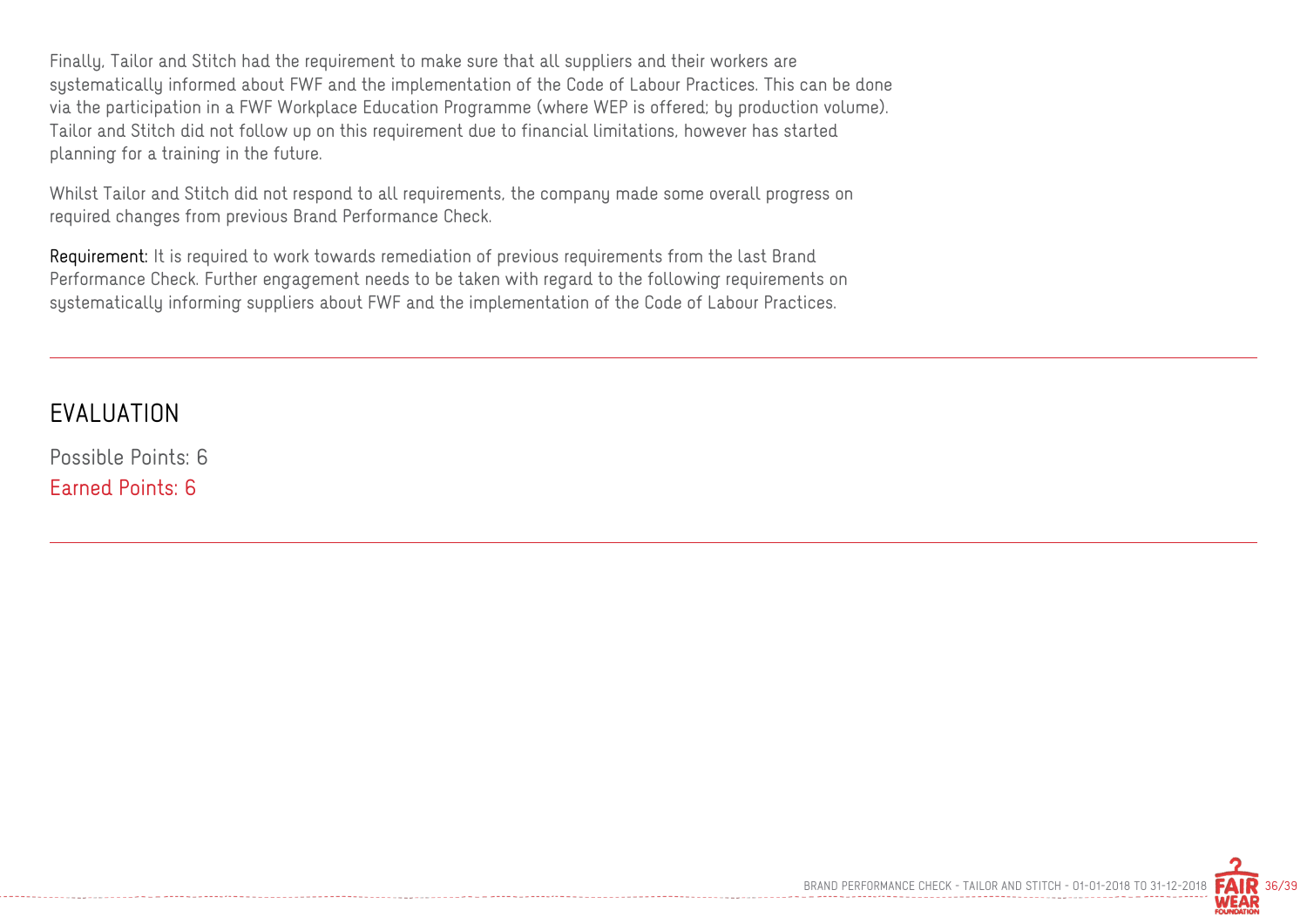Finally, Tailor and Stitch had the requirement to make sure that all suppliers and their workers are systematically informed about FWF and the implementation of the Code of Labour Practices. This can be done via the participation in a FWF Workplace Education Programme (where WEP is offered; by production volume). Tailor and Stitch did not follow up on this requirement due to financial limitations, however has started planning for a training in the future.

Whilst Tailor and Stitch did not respond to all requirements, the company made some overall progress on required changes from previous Brand Performance Check.

**Requirement:** It is required to work towards remediation of previous requirements from the last Brand Performance Check. Further engagement needs to be taken with regard to the following requirements on systematically informing suppliers about FWF and the implementation of the Code of Labour Practices.

## EVALUATION

Possible Points: 6

Earned Points: 6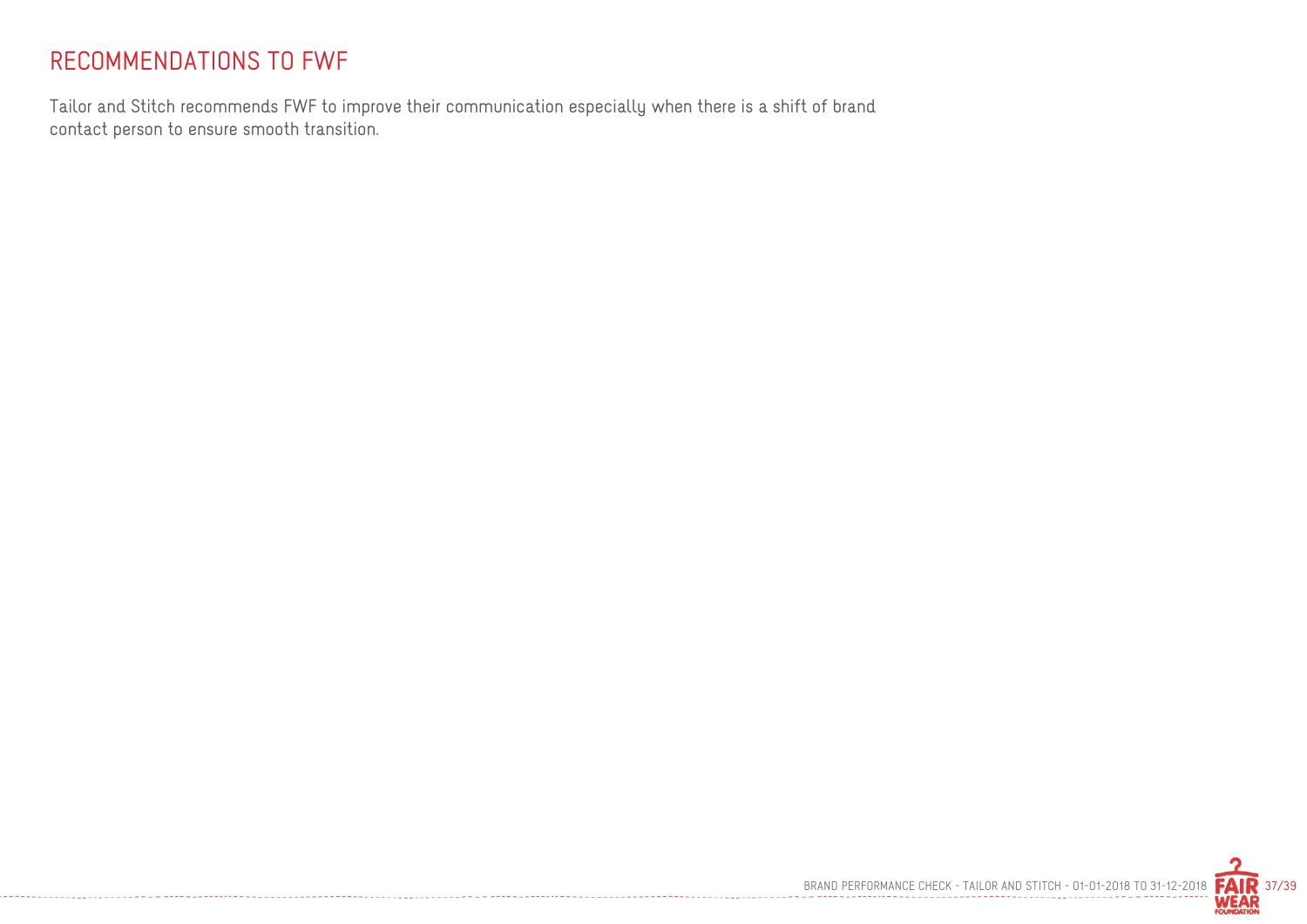## RECOMMENDATIONS TO FWF

Tailor and Stitch recommends FWF to improve their communication especially when there is a shift of brand contact person to ensure smooth transition.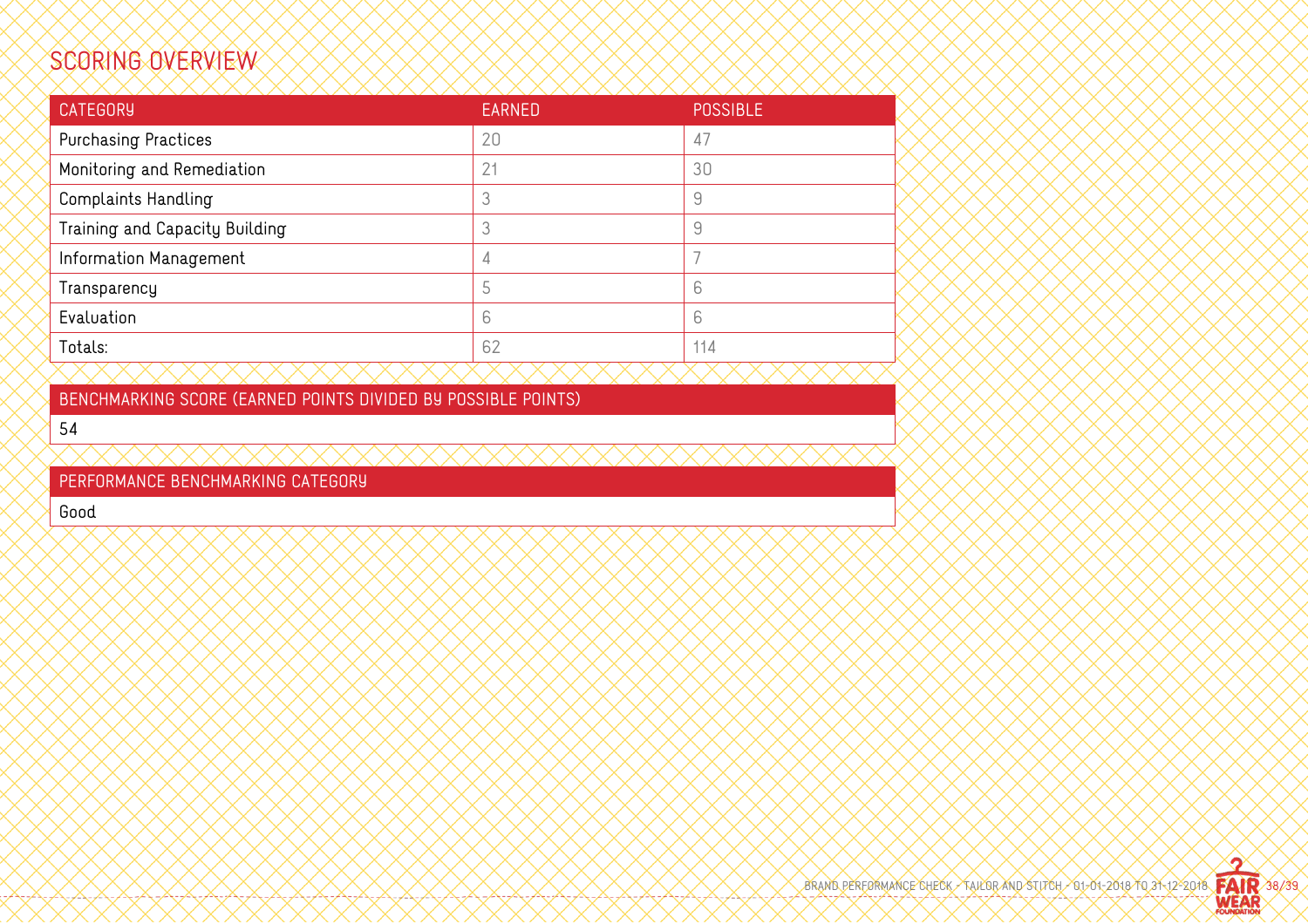## SCORING OVERVIEW

| CATEGORY | EARNED | POSSIBLE |
|---|---|---|
| Purchasing Practices | 20 | 47 |
| Monitoring and Remediation | 21 | 30 |
| Complaints Handling | 3 | 9 |
| Training and Capacity Building | 3 | 9 |
| Information Management | 4 | 7 |
| Transparency | 5 | 6 |
| Evaluation | 6 | 6 |
| Totals: | 62 | 114 |

| BENCHMARKING SCORE (EARNED POINTS DIVIDED BY POSSIBLE POINTS) |
|---|
| 54 |

| PERFORMANCE BENCHMARKING CATEGORY |
|---|
| Good |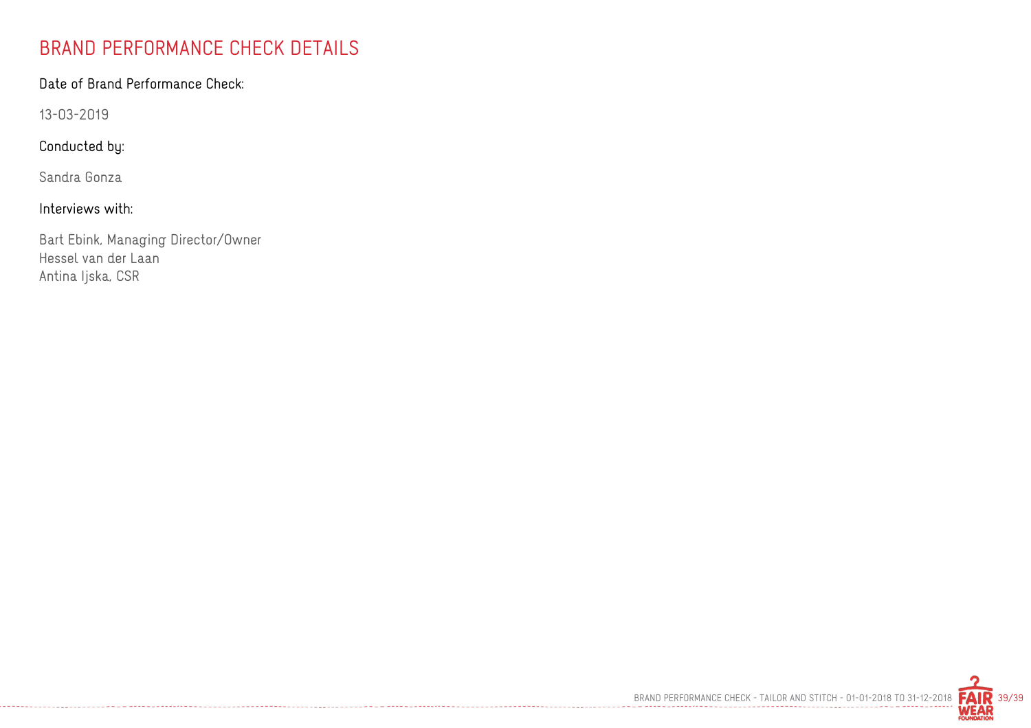# BRAND PERFORMANCE CHECK DETAILS

Date of Brand Performance Check:

13-03-2019

Conducted by:

Sandra Gonza

Interviews with:

Bart Ebink, Managing Director/Owner
Hessel van der Laan
Antina Ijska, CSR